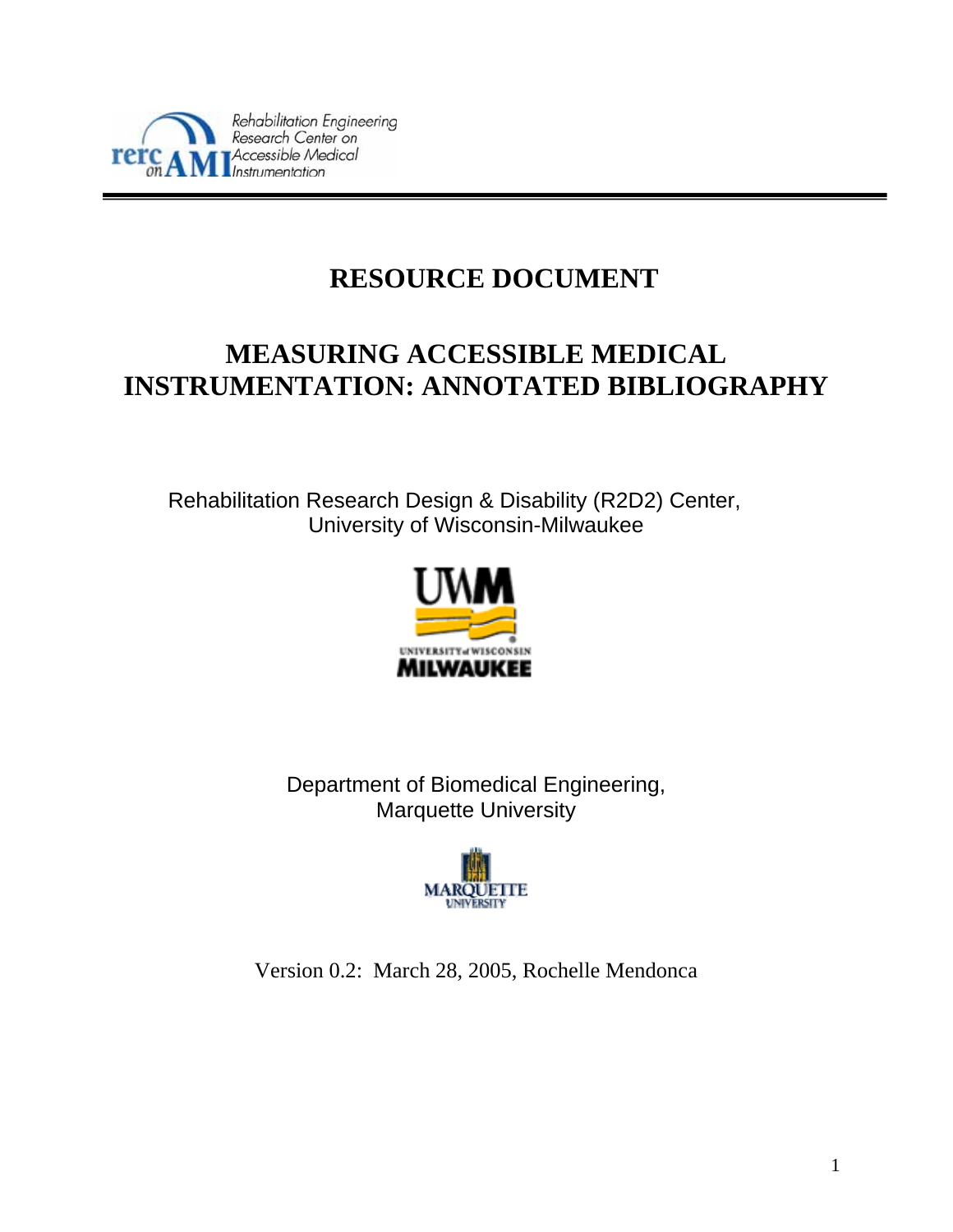Rehabilitation Engineering Research Center on Accessible Medical Instrumentation

# RESOURCE DOCUMENT

# MEASURING ACCESSIBLE MEDICAL INSTRUMENTATION: ANNOTATED BIBLIOGRAPHY

Rehabilitation Research Design & Disability (R2D2) Center,
University of Wisconsin-Milwaukee

Department of Biomedical Engineering,
Marquette University

Version 0.2: March 28, 2005, Rochelle Mendonca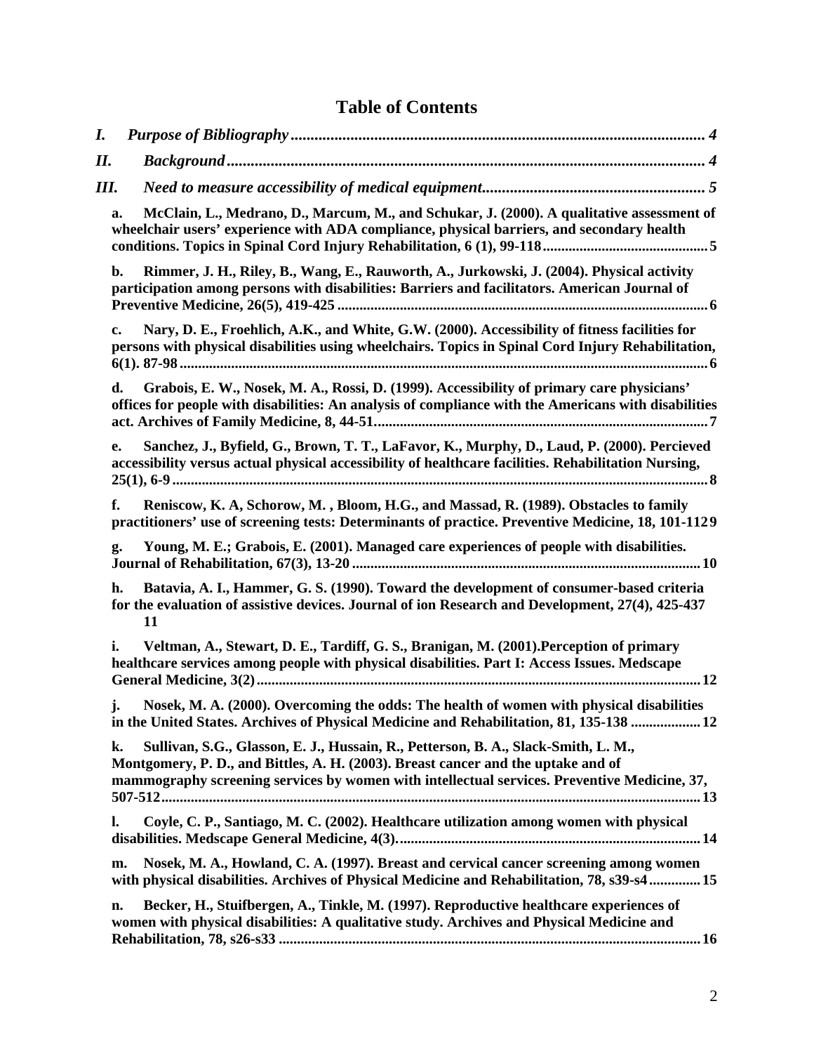# Table of Contents

*I. Purpose of Bibliography* ........ *4*

*II. Background* ........ *4*

*III. Need to measure accessibility of medical equipment* ........ *5*

**a. McClain, L., Medrano, D., Marcum, M., and Schukar, J. (2000). A qualitative assessment of wheelchair users' experience with ADA compliance, physical barriers, and secondary health conditions. Topics in Spinal Cord Injury Rehabilitation, 6 (1), 99-118** ........ **5**

**b. Rimmer, J. H., Riley, B., Wang, E., Rauworth, A., Jurkowski, J. (2004). Physical activity participation among persons with disabilities: Barriers and facilitators. American Journal of Preventive Medicine, 26(5), 419-425** ........ **6**

**c. Nary, D. E., Froehlich, A.K., and White, G.W. (2000). Accessibility of fitness facilities for persons with physical disabilities using wheelchairs. Topics in Spinal Cord Injury Rehabilitation, 6(1). 87-98** ........ **6**

**d. Grabois, E. W., Nosek, M. A., Rossi, D. (1999). Accessibility of primary care physicians' offices for people with disabilities: An analysis of compliance with the Americans with disabilities act. Archives of Family Medicine, 8, 44-51.** ........ **7**

**e. Sanchez, J., Byfield, G., Brown, T. T., LaFavor, K., Murphy, D., Laud, P. (2000). Percieved accessibility versus actual physical accessibility of healthcare facilities. Rehabilitation Nursing, 25(1), 6-9** ........ **8**

**f. Reniscow, K. A, Schorow, M. , Bloom, H.G., and Massad, R. (1989). Obstacles to family practitioners' use of screening tests: Determinants of practice. Preventive Medicine, 18, 101-112** **9**

**g. Young, M. E.; Grabois, E. (2001). Managed care experiences of people with disabilities. Journal of Rehabilitation, 67(3), 13-20** ........ **10**

**h. Batavia, A. I., Hammer, G. S. (1990). Toward the development of consumer-based criteria for the evaluation of assistive devices. Journal of ion Research and Development, 27(4), 425-437** **11**

**i. Veltman, A., Stewart, D. E., Tardiff, G. S., Branigan, M. (2001).Perception of primary healthcare services among people with physical disabilities. Part I: Access Issues. Medscape General Medicine, 3(2)** ........ **12**

**j. Nosek, M. A. (2000). Overcoming the odds: The health of women with physical disabilities in the United States. Archives of Physical Medicine and Rehabilitation, 81, 135-138** ........ **12**

**k. Sullivan, S.G., Glasson, E. J., Hussain, R., Petterson, B. A., Slack-Smith, L. M., Montgomery, P. D., and Bittles, A. H. (2003). Breast cancer and the uptake and of mammography screening services by women with intellectual services. Preventive Medicine, 37, 507-512** ........ **13**

**l. Coyle, C. P., Santiago, M. C. (2002). Healthcare utilization among women with physical disabilities. Medscape General Medicine, 4(3).** ........ **14**

**m. Nosek, M. A., Howland, C. A. (1997). Breast and cervical cancer screening among women with physical disabilities. Archives of Physical Medicine and Rehabilitation, 78, s39-s4** ........ **15**

**n. Becker, H., Stuifbergen, A., Tinkle, M. (1997). Reproductive healthcare experiences of women with physical disabilities: A qualitative study. Archives and Physical Medicine and Rehabilitation, 78, s26-s33** ........ **16**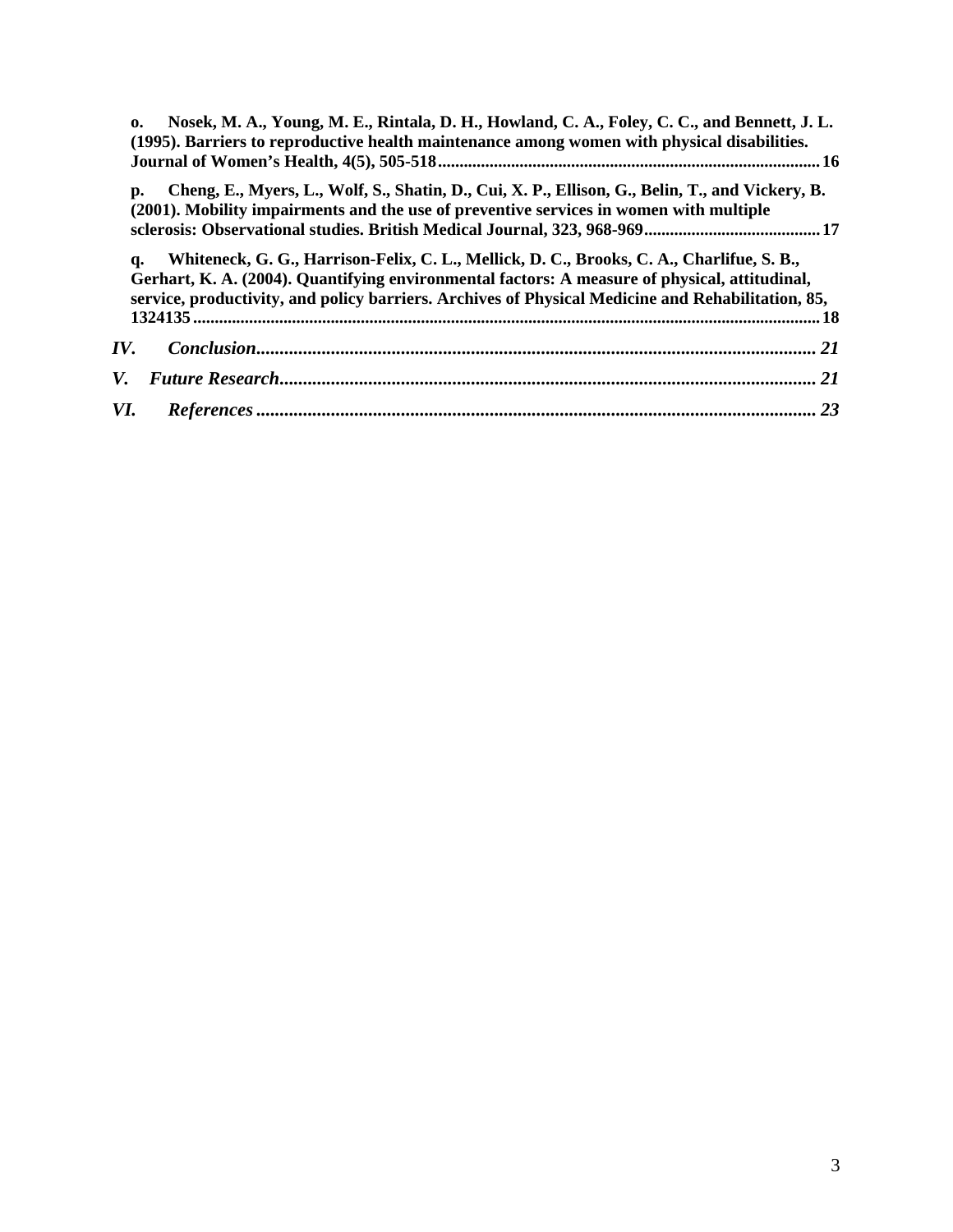**o. Nosek, M. A., Young, M. E., Rintala, D. H., Howland, C. A., Foley, C. C., and Bennett, J. L. (1995). Barriers to reproductive health maintenance among women with physical disabilities. Journal of Women's Health, 4(5), 505-518 ........................................................................................ 16**

**p. Cheng, E., Myers, L., Wolf, S., Shatin, D., Cui, X. P., Ellison, G., Belin, T., and Vickery, B. (2001). Mobility impairments and the use of preventive services in women with multiple sclerosis: Observational studies. British Medical Journal, 323, 968-969 ......................................... 17**

**q. Whiteneck, G. G., Harrison-Felix, C. L., Mellick, D. C., Brooks, C. A., Charlifue, S. B., Gerhart, K. A. (2004). Quantifying environmental factors: A measure of physical, attitudinal, service, productivity, and policy barriers. Archives of Physical Medicine and Rehabilitation, 85, 1324135 ................................................................................................................................................ 18**

***IV. Conclusion ....................................................................................................................... 21***

***V. Future Research ................................................................................................................ 21***

***VI. References ...................................................................................................................... 23***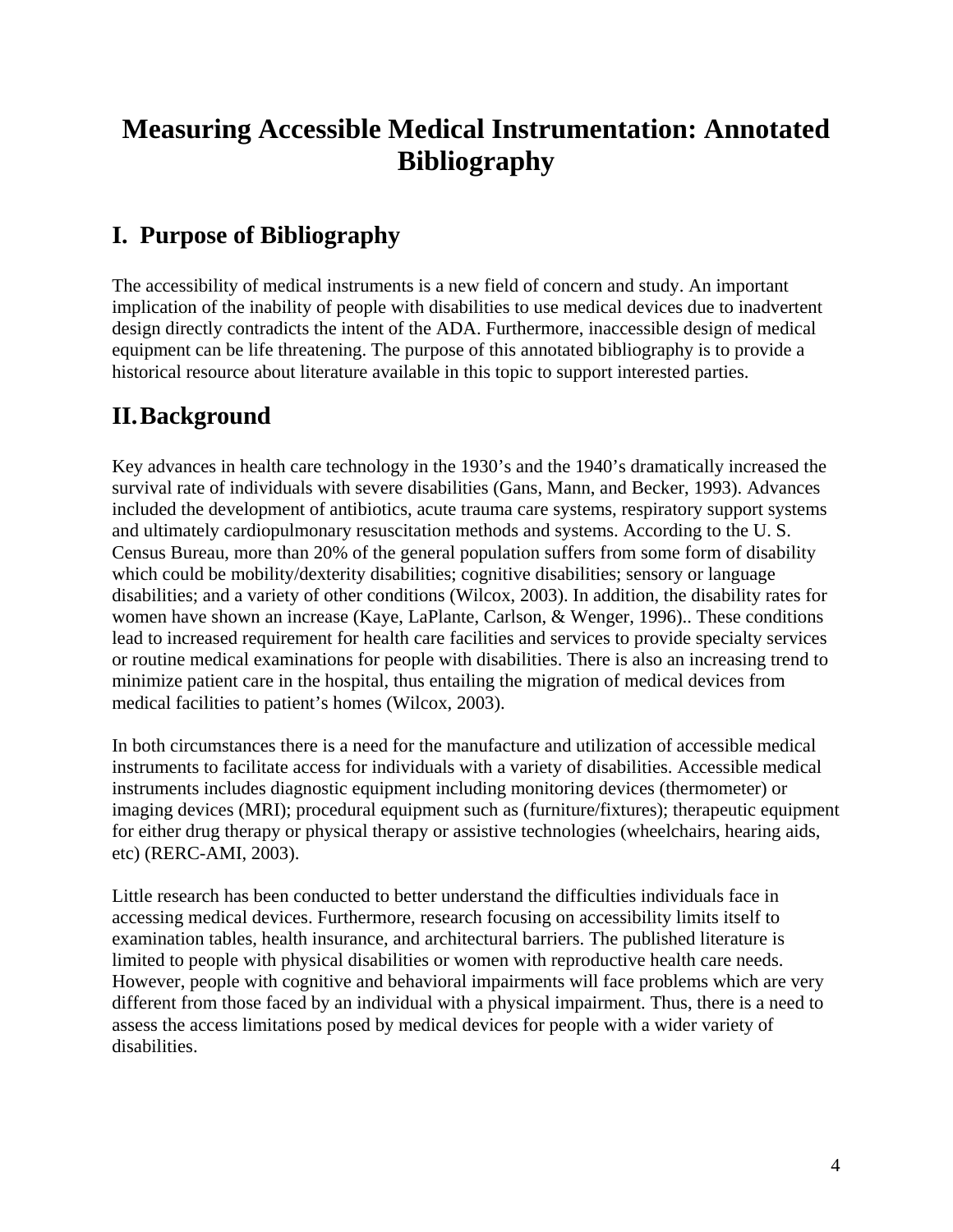# Measuring Accessible Medical Instrumentation: Annotated Bibliography

## I. Purpose of Bibliography

The accessibility of medical instruments is a new field of concern and study. An important implication of the inability of people with disabilities to use medical devices due to inadvertent design directly contradicts the intent of the ADA. Furthermore, inaccessible design of medical equipment can be life threatening. The purpose of this annotated bibliography is to provide a historical resource about literature available in this topic to support interested parties.

## II. Background

Key advances in health care technology in the 1930's and the 1940's dramatically increased the survival rate of individuals with severe disabilities (Gans, Mann, and Becker, 1993). Advances included the development of antibiotics, acute trauma care systems, respiratory support systems and ultimately cardiopulmonary resuscitation methods and systems. According to the U. S. Census Bureau, more than 20% of the general population suffers from some form of disability which could be mobility/dexterity disabilities; cognitive disabilities; sensory or language disabilities; and a variety of other conditions (Wilcox, 2003). In addition, the disability rates for women have shown an increase (Kaye, LaPlante, Carlson, & Wenger, 1996).. These conditions lead to increased requirement for health care facilities and services to provide specialty services or routine medical examinations for people with disabilities. There is also an increasing trend to minimize patient care in the hospital, thus entailing the migration of medical devices from medical facilities to patient's homes (Wilcox, 2003).

In both circumstances there is a need for the manufacture and utilization of accessible medical instruments to facilitate access for individuals with a variety of disabilities. Accessible medical instruments includes diagnostic equipment including monitoring devices (thermometer) or imaging devices (MRI); procedural equipment such as (furniture/fixtures); therapeutic equipment for either drug therapy or physical therapy or assistive technologies (wheelchairs, hearing aids, etc) (RERC-AMI, 2003).

Little research has been conducted to better understand the difficulties individuals face in accessing medical devices. Furthermore, research focusing on accessibility limits itself to examination tables, health insurance, and architectural barriers. The published literature is limited to people with physical disabilities or women with reproductive health care needs. However, people with cognitive and behavioral impairments will face problems which are very different from those faced by an individual with a physical impairment. Thus, there is a need to assess the access limitations posed by medical devices for people with a wider variety of disabilities.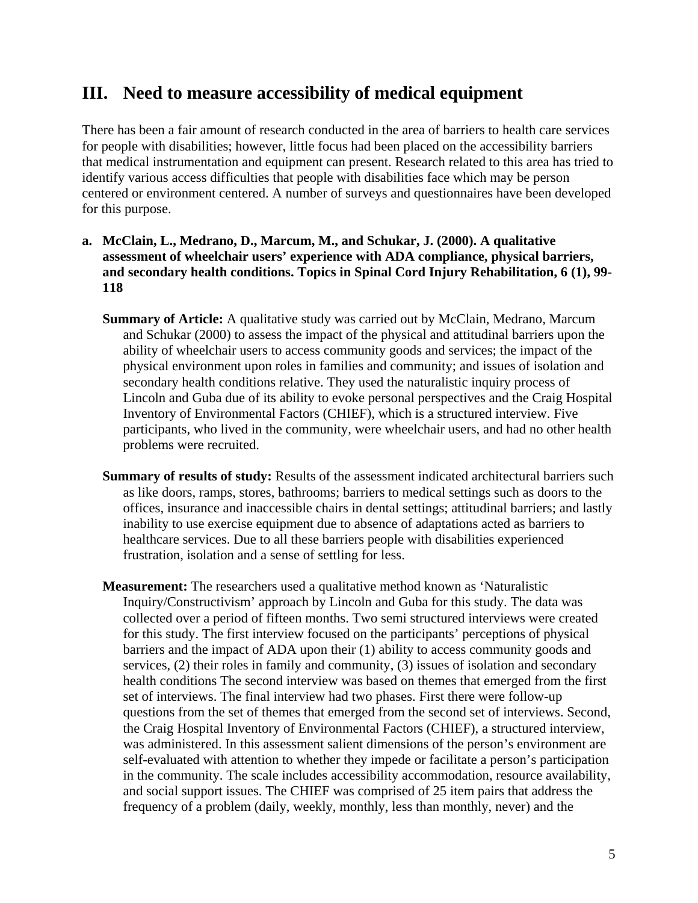## III. Need to measure accessibility of medical equipment

There has been a fair amount of research conducted in the area of barriers to health care services for people with disabilities; however, little focus had been placed on the accessibility barriers that medical instrumentation and equipment can present. Research related to this area has tried to identify various access difficulties that people with disabilities face which may be person centered or environment centered. A number of surveys and questionnaires have been developed for this purpose.

### a. McClain, L., Medrano, D., Marcum, M., and Schukar, J. (2000). A qualitative assessment of wheelchair users' experience with ADA compliance, physical barriers, and secondary health conditions. Topics in Spinal Cord Injury Rehabilitation, 6 (1), 99-118

**Summary of Article:** A qualitative study was carried out by McClain, Medrano, Marcum and Schukar (2000) to assess the impact of the physical and attitudinal barriers upon the ability of wheelchair users to access community goods and services; the impact of the physical environment upon roles in families and community; and issues of isolation and secondary health conditions relative. They used the naturalistic inquiry process of Lincoln and Guba due of its ability to evoke personal perspectives and the Craig Hospital Inventory of Environmental Factors (CHIEF), which is a structured interview. Five participants, who lived in the community, were wheelchair users, and had no other health problems were recruited.

**Summary of results of study:** Results of the assessment indicated architectural barriers such as like doors, ramps, stores, bathrooms; barriers to medical settings such as doors to the offices, insurance and inaccessible chairs in dental settings; attitudinal barriers; and lastly inability to use exercise equipment due to absence of adaptations acted as barriers to healthcare services. Due to all these barriers people with disabilities experienced frustration, isolation and a sense of settling for less.

**Measurement:** The researchers used a qualitative method known as 'Naturalistic Inquiry/Constructivism' approach by Lincoln and Guba for this study. The data was collected over a period of fifteen months. Two semi structured interviews were created for this study. The first interview focused on the participants' perceptions of physical barriers and the impact of ADA upon their (1) ability to access community goods and services, (2) their roles in family and community, (3) issues of isolation and secondary health conditions The second interview was based on themes that emerged from the first set of interviews. The final interview had two phases. First there were follow-up questions from the set of themes that emerged from the second set of interviews. Second, the Craig Hospital Inventory of Environmental Factors (CHIEF), a structured interview, was administered. In this assessment salient dimensions of the person's environment are self-evaluated with attention to whether they impede or facilitate a person's participation in the community. The scale includes accessibility accommodation, resource availability, and social support issues. The CHIEF was comprised of 25 item pairs that address the frequency of a problem (daily, weekly, monthly, less than monthly, never) and the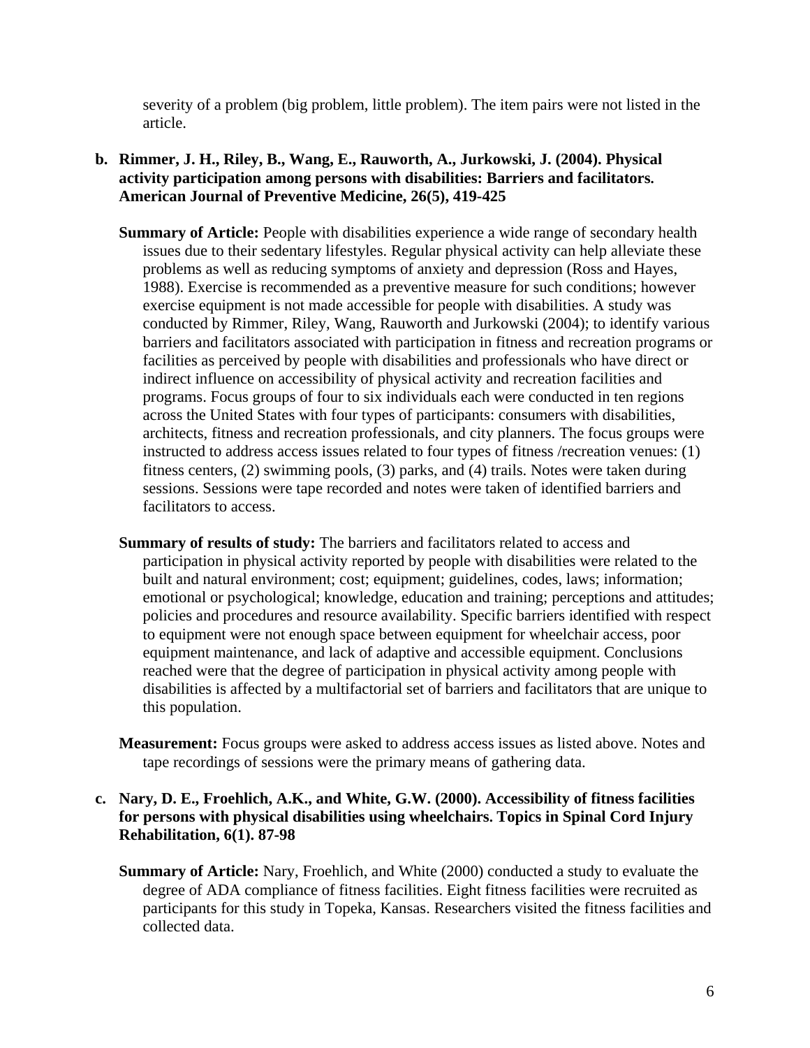severity of a problem (big problem, little problem). The item pairs were not listed in the article.

**b. Rimmer, J. H., Riley, B., Wang, E., Rauworth, A., Jurkowski, J. (2004). Physical activity participation among persons with disabilities: Barriers and facilitators. American Journal of Preventive Medicine, 26(5), 419-425**

**Summary of Article:** People with disabilities experience a wide range of secondary health issues due to their sedentary lifestyles. Regular physical activity can help alleviate these problems as well as reducing symptoms of anxiety and depression (Ross and Hayes, 1988). Exercise is recommended as a preventive measure for such conditions; however exercise equipment is not made accessible for people with disabilities. A study was conducted by Rimmer, Riley, Wang, Rauworth and Jurkowski (2004); to identify various barriers and facilitators associated with participation in fitness and recreation programs or facilities as perceived by people with disabilities and professionals who have direct or indirect influence on accessibility of physical activity and recreation facilities and programs. Focus groups of four to six individuals each were conducted in ten regions across the United States with four types of participants: consumers with disabilities, architects, fitness and recreation professionals, and city planners. The focus groups were instructed to address access issues related to four types of fitness /recreation venues: (1) fitness centers, (2) swimming pools, (3) parks, and (4) trails. Notes were taken during sessions. Sessions were tape recorded and notes were taken of identified barriers and facilitators to access.

**Summary of results of study:** The barriers and facilitators related to access and participation in physical activity reported by people with disabilities were related to the built and natural environment; cost; equipment; guidelines, codes, laws; information; emotional or psychological; knowledge, education and training; perceptions and attitudes; policies and procedures and resource availability. Specific barriers identified with respect to equipment were not enough space between equipment for wheelchair access, poor equipment maintenance, and lack of adaptive and accessible equipment. Conclusions reached were that the degree of participation in physical activity among people with disabilities is affected by a multifactorial set of barriers and facilitators that are unique to this population.

**Measurement:** Focus groups were asked to address access issues as listed above. Notes and tape recordings of sessions were the primary means of gathering data.

**c. Nary, D. E., Froehlich, A.K., and White, G.W. (2000). Accessibility of fitness facilities for persons with physical disabilities using wheelchairs. Topics in Spinal Cord Injury Rehabilitation, 6(1). 87-98**

**Summary of Article:** Nary, Froehlich, and White (2000) conducted a study to evaluate the degree of ADA compliance of fitness facilities. Eight fitness facilities were recruited as participants for this study in Topeka, Kansas. Researchers visited the fitness facilities and collected data.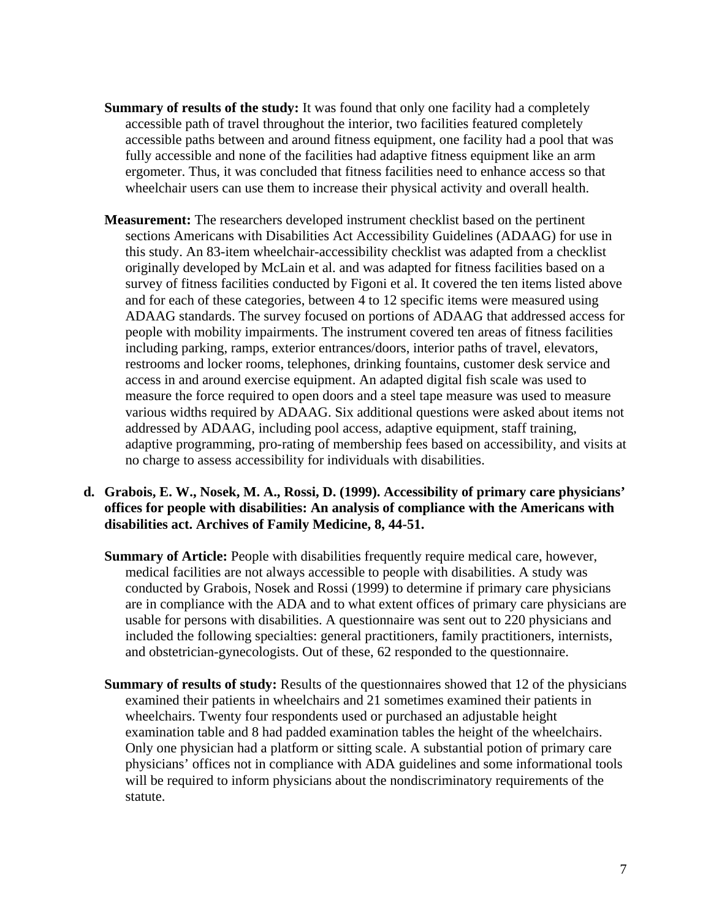**Summary of results of the study:** It was found that only one facility had a completely accessible path of travel throughout the interior, two facilities featured completely accessible paths between and around fitness equipment, one facility had a pool that was fully accessible and none of the facilities had adaptive fitness equipment like an arm ergometer. Thus, it was concluded that fitness facilities need to enhance access so that wheelchair users can use them to increase their physical activity and overall health.

**Measurement:** The researchers developed instrument checklist based on the pertinent sections Americans with Disabilities Act Accessibility Guidelines (ADAAG) for use in this study. An 83-item wheelchair-accessibility checklist was adapted from a checklist originally developed by McLain et al. and was adapted for fitness facilities based on a survey of fitness facilities conducted by Figoni et al. It covered the ten items listed above and for each of these categories, between 4 to 12 specific items were measured using ADAAG standards. The survey focused on portions of ADAAG that addressed access for people with mobility impairments. The instrument covered ten areas of fitness facilities including parking, ramps, exterior entrances/doors, interior paths of travel, elevators, restrooms and locker rooms, telephones, drinking fountains, customer desk service and access in and around exercise equipment. An adapted digital fish scale was used to measure the force required to open doors and a steel tape measure was used to measure various widths required by ADAAG. Six additional questions were asked about items not addressed by ADAAG, including pool access, adaptive equipment, staff training, adaptive programming, pro-rating of membership fees based on accessibility, and visits at no charge to assess accessibility for individuals with disabilities.

**d. Grabois, E. W., Nosek, M. A., Rossi, D. (1999). Accessibility of primary care physicians' offices for people with disabilities: An analysis of compliance with the Americans with disabilities act. Archives of Family Medicine, 8, 44-51.**

**Summary of Article:** People with disabilities frequently require medical care, however, medical facilities are not always accessible to people with disabilities. A study was conducted by Grabois, Nosek and Rossi (1999) to determine if primary care physicians are in compliance with the ADA and to what extent offices of primary care physicians are usable for persons with disabilities. A questionnaire was sent out to 220 physicians and included the following specialties: general practitioners, family practitioners, internists, and obstetrician-gynecologists. Out of these, 62 responded to the questionnaire.

**Summary of results of study:** Results of the questionnaires showed that 12 of the physicians examined their patients in wheelchairs and 21 sometimes examined their patients in wheelchairs. Twenty four respondents used or purchased an adjustable height examination table and 8 had padded examination tables the height of the wheelchairs. Only one physician had a platform or sitting scale. A substantial potion of primary care physicians' offices not in compliance with ADA guidelines and some informational tools will be required to inform physicians about the nondiscriminatory requirements of the statute.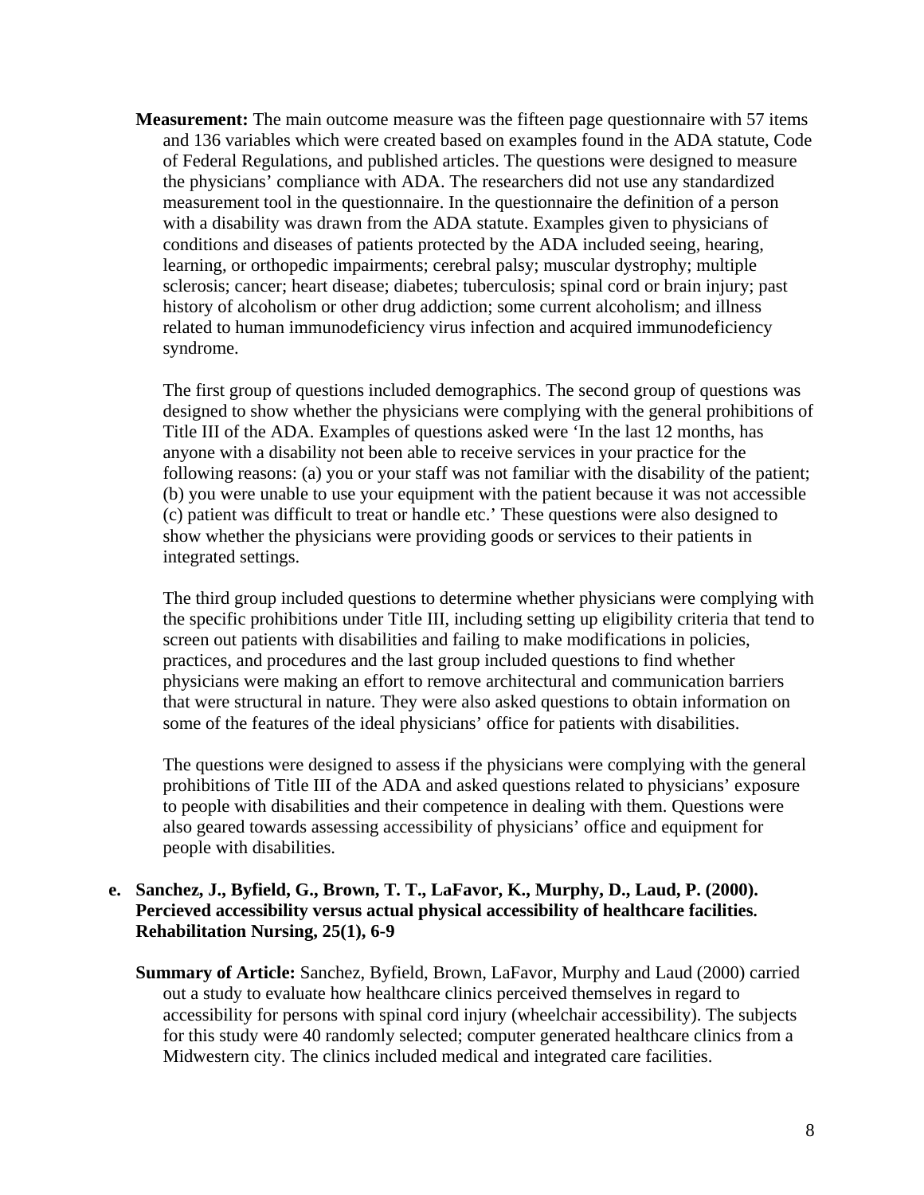**Measurement:** The main outcome measure was the fifteen page questionnaire with 57 items and 136 variables which were created based on examples found in the ADA statute, Code of Federal Regulations, and published articles. The questions were designed to measure the physicians' compliance with ADA. The researchers did not use any standardized measurement tool in the questionnaire. In the questionnaire the definition of a person with a disability was drawn from the ADA statute. Examples given to physicians of conditions and diseases of patients protected by the ADA included seeing, hearing, learning, or orthopedic impairments; cerebral palsy; muscular dystrophy; multiple sclerosis; cancer; heart disease; diabetes; tuberculosis; spinal cord or brain injury; past history of alcoholism or other drug addiction; some current alcoholism; and illness related to human immunodeficiency virus infection and acquired immunodeficiency syndrome.

The first group of questions included demographics. The second group of questions was designed to show whether the physicians were complying with the general prohibitions of Title III of the ADA. Examples of questions asked were 'In the last 12 months, has anyone with a disability not been able to receive services in your practice for the following reasons: (a) you or your staff was not familiar with the disability of the patient; (b) you were unable to use your equipment with the patient because it was not accessible (c) patient was difficult to treat or handle etc.' These questions were also designed to show whether the physicians were providing goods or services to their patients in integrated settings.

The third group included questions to determine whether physicians were complying with the specific prohibitions under Title III, including setting up eligibility criteria that tend to screen out patients with disabilities and failing to make modifications in policies, practices, and procedures and the last group included questions to find whether physicians were making an effort to remove architectural and communication barriers that were structural in nature. They were also asked questions to obtain information on some of the features of the ideal physicians' office for patients with disabilities.

The questions were designed to assess if the physicians were complying with the general prohibitions of Title III of the ADA and asked questions related to physicians' exposure to people with disabilities and their competence in dealing with them. Questions were also geared towards assessing accessibility of physicians' office and equipment for people with disabilities.

**e. Sanchez, J., Byfield, G., Brown, T. T., LaFavor, K., Murphy, D., Laud, P. (2000). Percieved accessibility versus actual physical accessibility of healthcare facilities. Rehabilitation Nursing, 25(1), 6-9**

**Summary of Article:** Sanchez, Byfield, Brown, LaFavor, Murphy and Laud (2000) carried out a study to evaluate how healthcare clinics perceived themselves in regard to accessibility for persons with spinal cord injury (wheelchair accessibility). The subjects for this study were 40 randomly selected; computer generated healthcare clinics from a Midwestern city. The clinics included medical and integrated care facilities.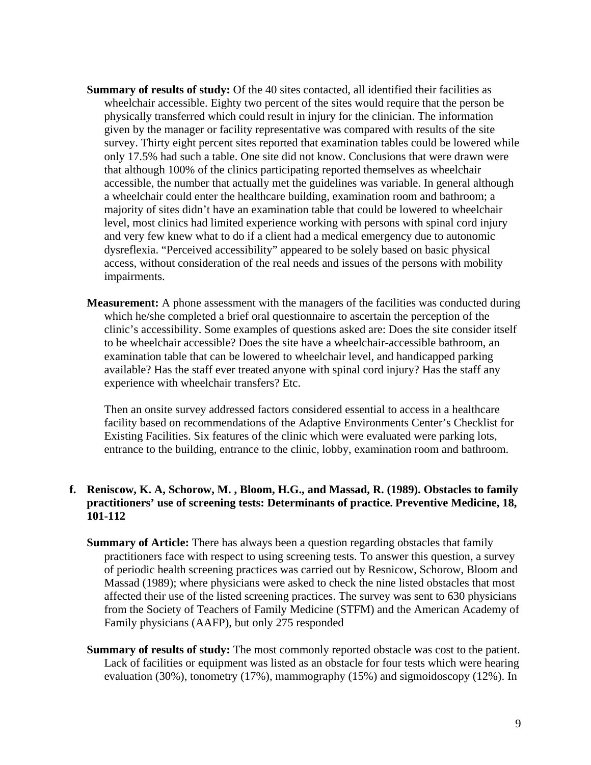**Summary of results of study:** Of the 40 sites contacted, all identified their facilities as wheelchair accessible. Eighty two percent of the sites would require that the person be physically transferred which could result in injury for the clinician. The information given by the manager or facility representative was compared with results of the site survey. Thirty eight percent sites reported that examination tables could be lowered while only 17.5% had such a table. One site did not know. Conclusions that were drawn were that although 100% of the clinics participating reported themselves as wheelchair accessible, the number that actually met the guidelines was variable. In general although a wheelchair could enter the healthcare building, examination room and bathroom; a majority of sites didn't have an examination table that could be lowered to wheelchair level, most clinics had limited experience working with persons with spinal cord injury and very few knew what to do if a client had a medical emergency due to autonomic dysreflexia. "Perceived accessibility" appeared to be solely based on basic physical access, without consideration of the real needs and issues of the persons with mobility impairments.

**Measurement:** A phone assessment with the managers of the facilities was conducted during which he/she completed a brief oral questionnaire to ascertain the perception of the clinic's accessibility. Some examples of questions asked are: Does the site consider itself to be wheelchair accessible? Does the site have a wheelchair-accessible bathroom, an examination table that can be lowered to wheelchair level, and handicapped parking available? Has the staff ever treated anyone with spinal cord injury? Has the staff any experience with wheelchair transfers? Etc.

Then an onsite survey addressed factors considered essential to access in a healthcare facility based on recommendations of the Adaptive Environments Center's Checklist for Existing Facilities. Six features of the clinic which were evaluated were parking lots, entrance to the building, entrance to the clinic, lobby, examination room and bathroom.

**f. Reniscow, K. A, Schorow, M. , Bloom, H.G., and Massad, R. (1989). Obstacles to family practitioners' use of screening tests: Determinants of practice. Preventive Medicine, 18, 101-112**

**Summary of Article:** There has always been a question regarding obstacles that family practitioners face with respect to using screening tests. To answer this question, a survey of periodic health screening practices was carried out by Resnicow, Schorow, Bloom and Massad (1989); where physicians were asked to check the nine listed obstacles that most affected their use of the listed screening practices. The survey was sent to 630 physicians from the Society of Teachers of Family Medicine (STFM) and the American Academy of Family physicians (AAFP), but only 275 responded

**Summary of results of study:** The most commonly reported obstacle was cost to the patient. Lack of facilities or equipment was listed as an obstacle for four tests which were hearing evaluation (30%), tonometry (17%), mammography (15%) and sigmoidoscopy (12%). In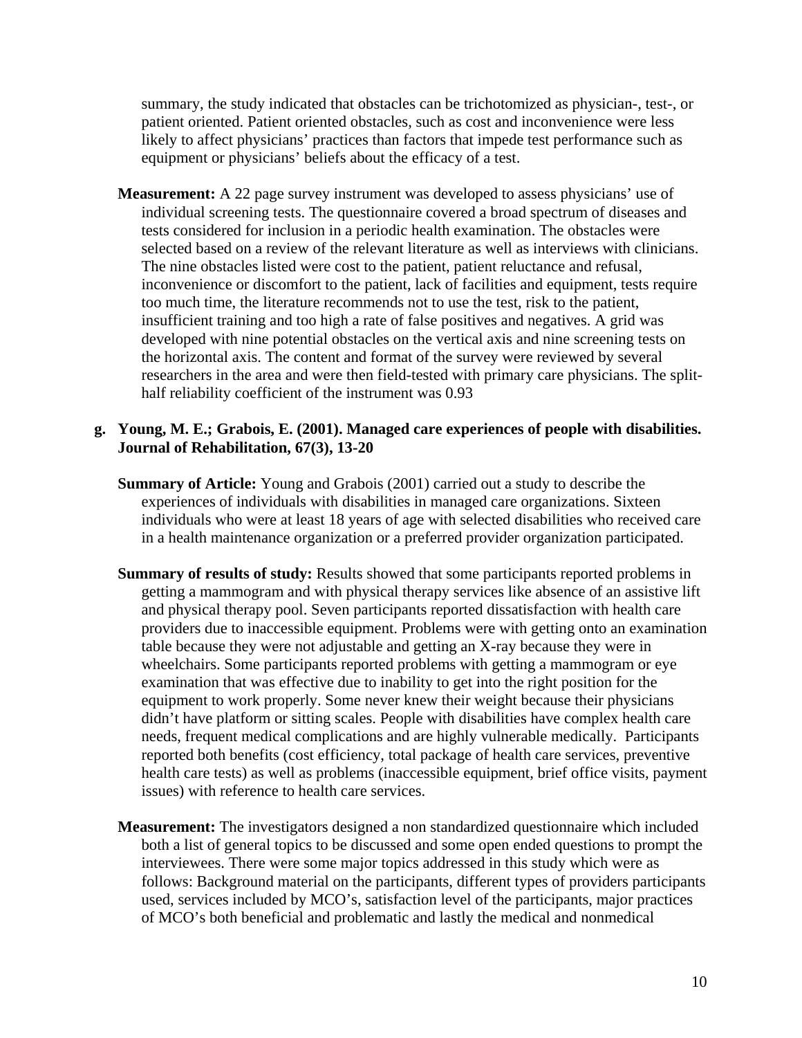summary, the study indicated that obstacles can be trichotomized as physician-, test-, or patient oriented. Patient oriented obstacles, such as cost and inconvenience were less likely to affect physicians' practices than factors that impede test performance such as equipment or physicians' beliefs about the efficacy of a test.

**Measurement:** A 22 page survey instrument was developed to assess physicians' use of individual screening tests. The questionnaire covered a broad spectrum of diseases and tests considered for inclusion in a periodic health examination. The obstacles were selected based on a review of the relevant literature as well as interviews with clinicians. The nine obstacles listed were cost to the patient, patient reluctance and refusal, inconvenience or discomfort to the patient, lack of facilities and equipment, tests require too much time, the literature recommends not to use the test, risk to the patient, insufficient training and too high a rate of false positives and negatives. A grid was developed with nine potential obstacles on the vertical axis and nine screening tests on the horizontal axis. The content and format of the survey were reviewed by several researchers in the area and were then field-tested with primary care physicians. The split-half reliability coefficient of the instrument was 0.93

**g. Young, M. E.; Grabois, E. (2001). Managed care experiences of people with disabilities. Journal of Rehabilitation, 67(3), 13-20**

**Summary of Article:** Young and Grabois (2001) carried out a study to describe the experiences of individuals with disabilities in managed care organizations. Sixteen individuals who were at least 18 years of age with selected disabilities who received care in a health maintenance organization or a preferred provider organization participated.

**Summary of results of study:** Results showed that some participants reported problems in getting a mammogram and with physical therapy services like absence of an assistive lift and physical therapy pool. Seven participants reported dissatisfaction with health care providers due to inaccessible equipment. Problems were with getting onto an examination table because they were not adjustable and getting an X-ray because they were in wheelchairs. Some participants reported problems with getting a mammogram or eye examination that was effective due to inability to get into the right position for the equipment to work properly. Some never knew their weight because their physicians didn't have platform or sitting scales. People with disabilities have complex health care needs, frequent medical complications and are highly vulnerable medically. Participants reported both benefits (cost efficiency, total package of health care services, preventive health care tests) as well as problems (inaccessible equipment, brief office visits, payment issues) with reference to health care services.

**Measurement:** The investigators designed a non standardized questionnaire which included both a list of general topics to be discussed and some open ended questions to prompt the interviewees. There were some major topics addressed in this study which were as follows: Background material on the participants, different types of providers participants used, services included by MCO's, satisfaction level of the participants, major practices of MCO's both beneficial and problematic and lastly the medical and nonmedical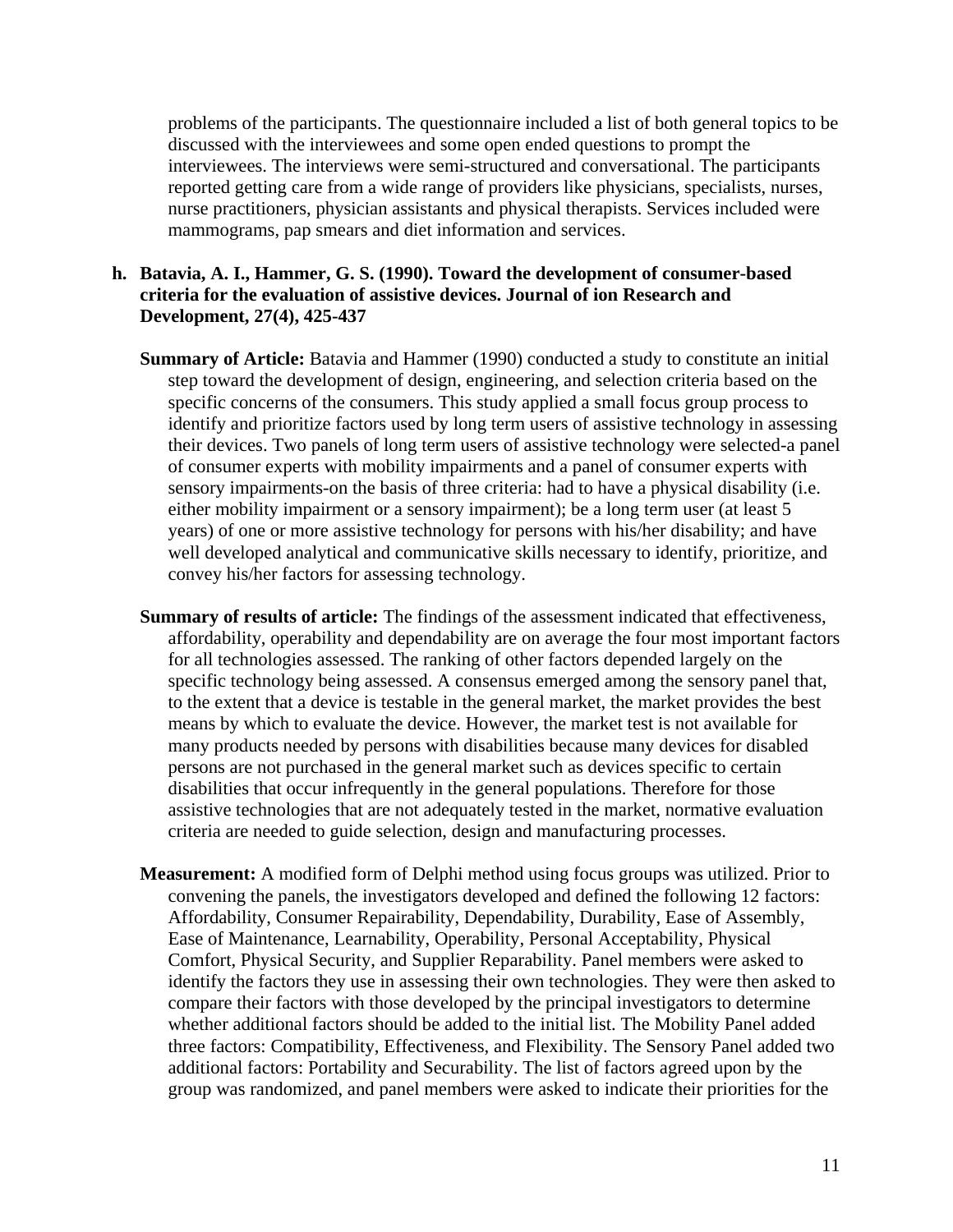problems of the participants. The questionnaire included a list of both general topics to be discussed with the interviewees and some open ended questions to prompt the interviewees. The interviews were semi-structured and conversational. The participants reported getting care from a wide range of providers like physicians, specialists, nurses, nurse practitioners, physician assistants and physical therapists. Services included were mammograms, pap smears and diet information and services.

**h. Batavia, A. I., Hammer, G. S. (1990). Toward the development of consumer-based criteria for the evaluation of assistive devices. Journal of ion Research and Development, 27(4), 425-437**

**Summary of Article:** Batavia and Hammer (1990) conducted a study to constitute an initial step toward the development of design, engineering, and selection criteria based on the specific concerns of the consumers. This study applied a small focus group process to identify and prioritize factors used by long term users of assistive technology in assessing their devices. Two panels of long term users of assistive technology were selected-a panel of consumer experts with mobility impairments and a panel of consumer experts with sensory impairments-on the basis of three criteria: had to have a physical disability (i.e. either mobility impairment or a sensory impairment); be a long term user (at least 5 years) of one or more assistive technology for persons with his/her disability; and have well developed analytical and communicative skills necessary to identify, prioritize, and convey his/her factors for assessing technology.

**Summary of results of article:** The findings of the assessment indicated that effectiveness, affordability, operability and dependability are on average the four most important factors for all technologies assessed. The ranking of other factors depended largely on the specific technology being assessed. A consensus emerged among the sensory panel that, to the extent that a device is testable in the general market, the market provides the best means by which to evaluate the device. However, the market test is not available for many products needed by persons with disabilities because many devices for disabled persons are not purchased in the general market such as devices specific to certain disabilities that occur infrequently in the general populations. Therefore for those assistive technologies that are not adequately tested in the market, normative evaluation criteria are needed to guide selection, design and manufacturing processes.

**Measurement:** A modified form of Delphi method using focus groups was utilized. Prior to convening the panels, the investigators developed and defined the following 12 factors: Affordability, Consumer Repairability, Dependability, Durability, Ease of Assembly, Ease of Maintenance, Learnability, Operability, Personal Acceptability, Physical Comfort, Physical Security, and Supplier Reparability. Panel members were asked to identify the factors they use in assessing their own technologies. They were then asked to compare their factors with those developed by the principal investigators to determine whether additional factors should be added to the initial list. The Mobility Panel added three factors: Compatibility, Effectiveness, and Flexibility. The Sensory Panel added two additional factors: Portability and Securability. The list of factors agreed upon by the group was randomized, and panel members were asked to indicate their priorities for the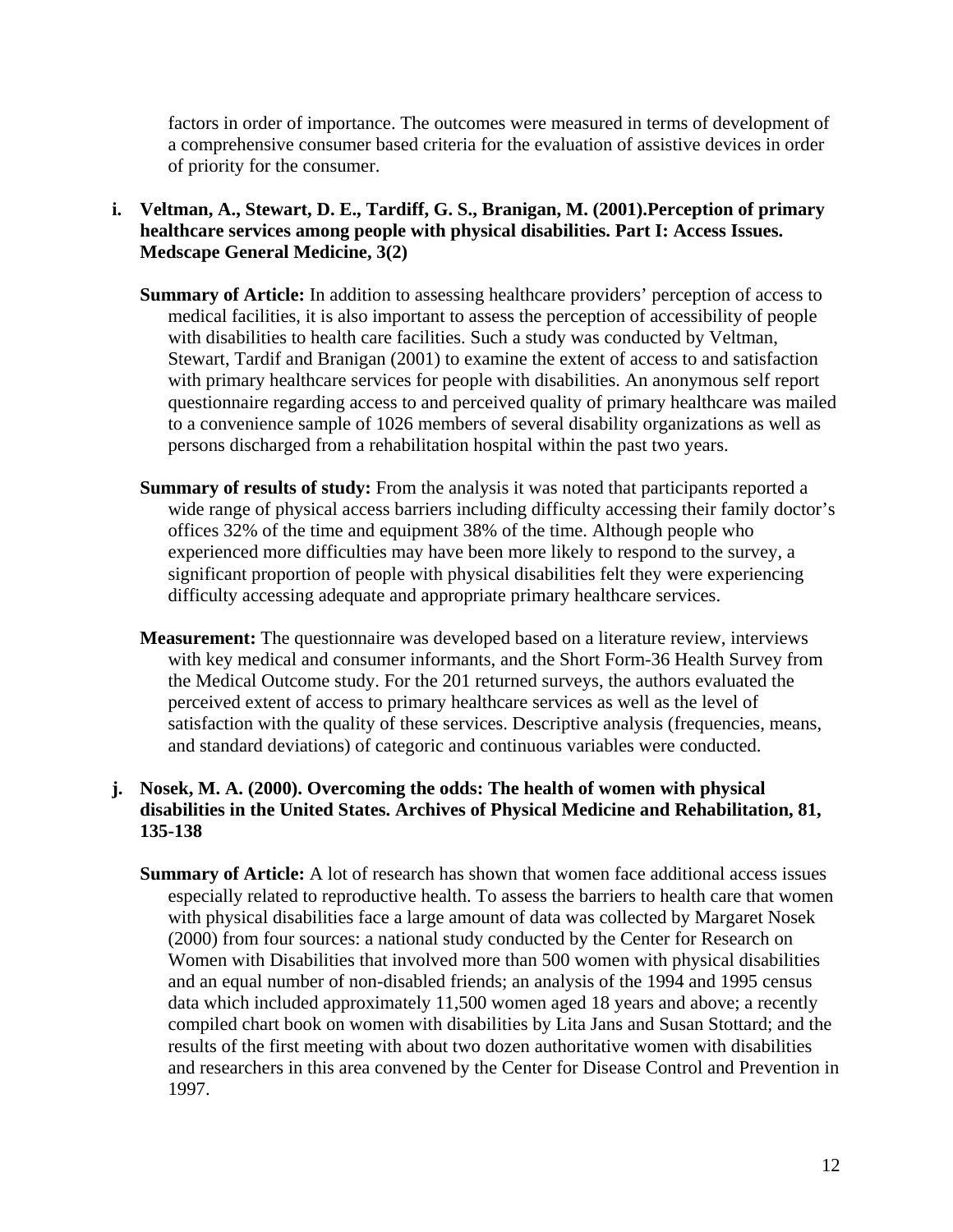factors in order of importance. The outcomes were measured in terms of development of a comprehensive consumer based criteria for the evaluation of assistive devices in order of priority for the consumer.

**i. Veltman, A., Stewart, D. E., Tardiff, G. S., Branigan, M. (2001).Perception of primary healthcare services among people with physical disabilities. Part I: Access Issues. Medscape General Medicine, 3(2)**

**Summary of Article:** In addition to assessing healthcare providers' perception of access to medical facilities, it is also important to assess the perception of accessibility of people with disabilities to health care facilities. Such a study was conducted by Veltman, Stewart, Tardif and Branigan (2001) to examine the extent of access to and satisfaction with primary healthcare services for people with disabilities. An anonymous self report questionnaire regarding access to and perceived quality of primary healthcare was mailed to a convenience sample of 1026 members of several disability organizations as well as persons discharged from a rehabilitation hospital within the past two years.

**Summary of results of study:** From the analysis it was noted that participants reported a wide range of physical access barriers including difficulty accessing their family doctor's offices 32% of the time and equipment 38% of the time. Although people who experienced more difficulties may have been more likely to respond to the survey, a significant proportion of people with physical disabilities felt they were experiencing difficulty accessing adequate and appropriate primary healthcare services.

**Measurement:** The questionnaire was developed based on a literature review, interviews with key medical and consumer informants, and the Short Form-36 Health Survey from the Medical Outcome study. For the 201 returned surveys, the authors evaluated the perceived extent of access to primary healthcare services as well as the level of satisfaction with the quality of these services. Descriptive analysis (frequencies, means, and standard deviations) of categoric and continuous variables were conducted.

**j. Nosek, M. A. (2000). Overcoming the odds: The health of women with physical disabilities in the United States. Archives of Physical Medicine and Rehabilitation, 81, 135-138**

**Summary of Article:** A lot of research has shown that women face additional access issues especially related to reproductive health. To assess the barriers to health care that women with physical disabilities face a large amount of data was collected by Margaret Nosek (2000) from four sources: a national study conducted by the Center for Research on Women with Disabilities that involved more than 500 women with physical disabilities and an equal number of non-disabled friends; an analysis of the 1994 and 1995 census data which included approximately 11,500 women aged 18 years and above; a recently compiled chart book on women with disabilities by Lita Jans and Susan Stottard; and the results of the first meeting with about two dozen authoritative women with disabilities and researchers in this area convened by the Center for Disease Control and Prevention in 1997.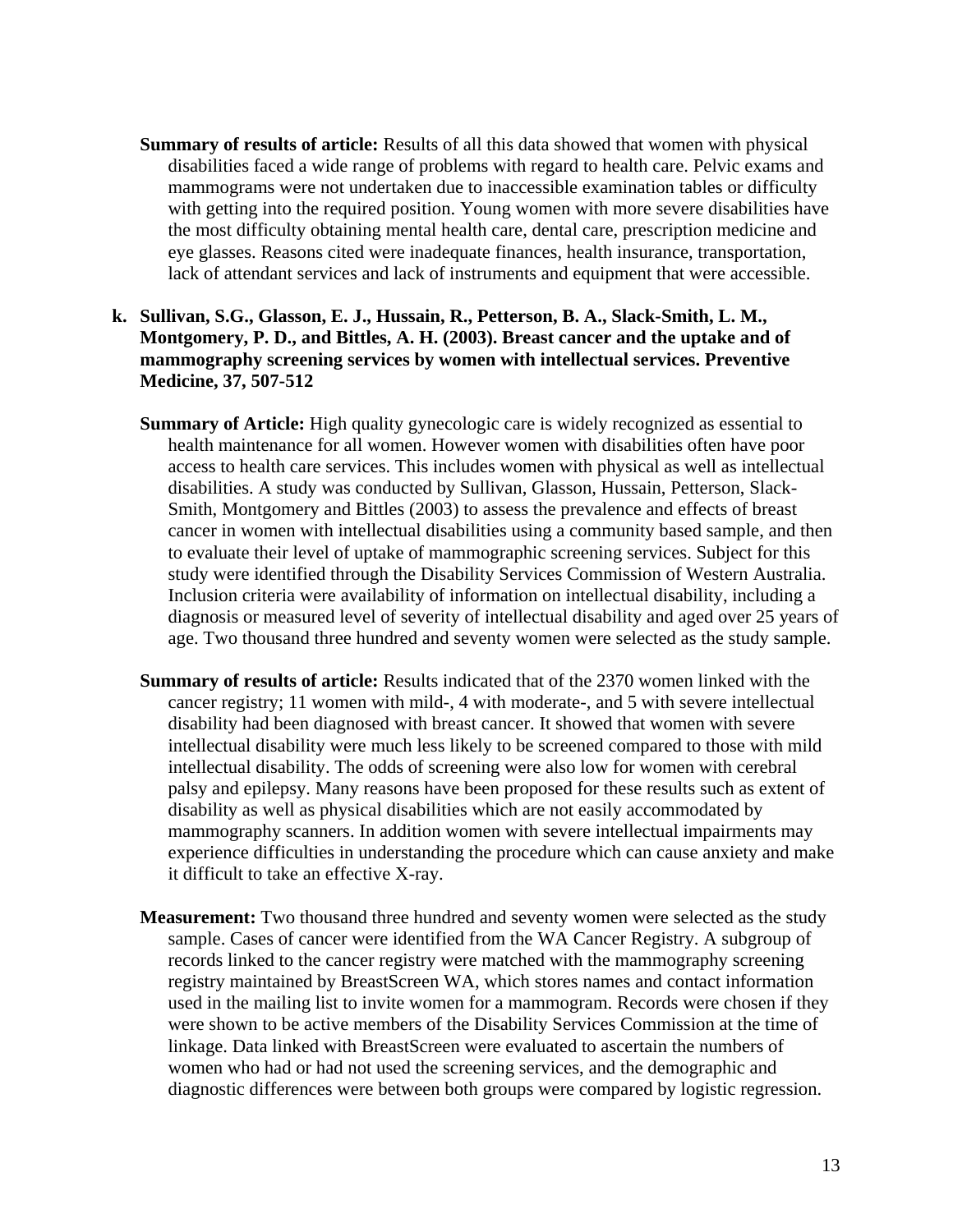**Summary of results of article:** Results of all this data showed that women with physical disabilities faced a wide range of problems with regard to health care. Pelvic exams and mammograms were not undertaken due to inaccessible examination tables or difficulty with getting into the required position. Young women with more severe disabilities have the most difficulty obtaining mental health care, dental care, prescription medicine and eye glasses. Reasons cited were inadequate finances, health insurance, transportation, lack of attendant services and lack of instruments and equipment that were accessible.

**k. Sullivan, S.G., Glasson, E. J., Hussain, R., Petterson, B. A., Slack-Smith, L. M., Montgomery, P. D., and Bittles, A. H. (2003). Breast cancer and the uptake and of mammography screening services by women with intellectual services. Preventive Medicine, 37, 507-512**

**Summary of Article:** High quality gynecologic care is widely recognized as essential to health maintenance for all women. However women with disabilities often have poor access to health care services. This includes women with physical as well as intellectual disabilities. A study was conducted by Sullivan, Glasson, Hussain, Petterson, Slack-Smith, Montgomery and Bittles (2003) to assess the prevalence and effects of breast cancer in women with intellectual disabilities using a community based sample, and then to evaluate their level of uptake of mammographic screening services. Subject for this study were identified through the Disability Services Commission of Western Australia. Inclusion criteria were availability of information on intellectual disability, including a diagnosis or measured level of severity of intellectual disability and aged over 25 years of age. Two thousand three hundred and seventy women were selected as the study sample.

**Summary of results of article:** Results indicated that of the 2370 women linked with the cancer registry; 11 women with mild-, 4 with moderate-, and 5 with severe intellectual disability had been diagnosed with breast cancer. It showed that women with severe intellectual disability were much less likely to be screened compared to those with mild intellectual disability. The odds of screening were also low for women with cerebral palsy and epilepsy. Many reasons have been proposed for these results such as extent of disability as well as physical disabilities which are not easily accommodated by mammography scanners. In addition women with severe intellectual impairments may experience difficulties in understanding the procedure which can cause anxiety and make it difficult to take an effective X-ray.

**Measurement:** Two thousand three hundred and seventy women were selected as the study sample. Cases of cancer were identified from the WA Cancer Registry. A subgroup of records linked to the cancer registry were matched with the mammography screening registry maintained by BreastScreen WA, which stores names and contact information used in the mailing list to invite women for a mammogram. Records were chosen if they were shown to be active members of the Disability Services Commission at the time of linkage. Data linked with BreastScreen were evaluated to ascertain the numbers of women who had or had not used the screening services, and the demographic and diagnostic differences were between both groups were compared by logistic regression.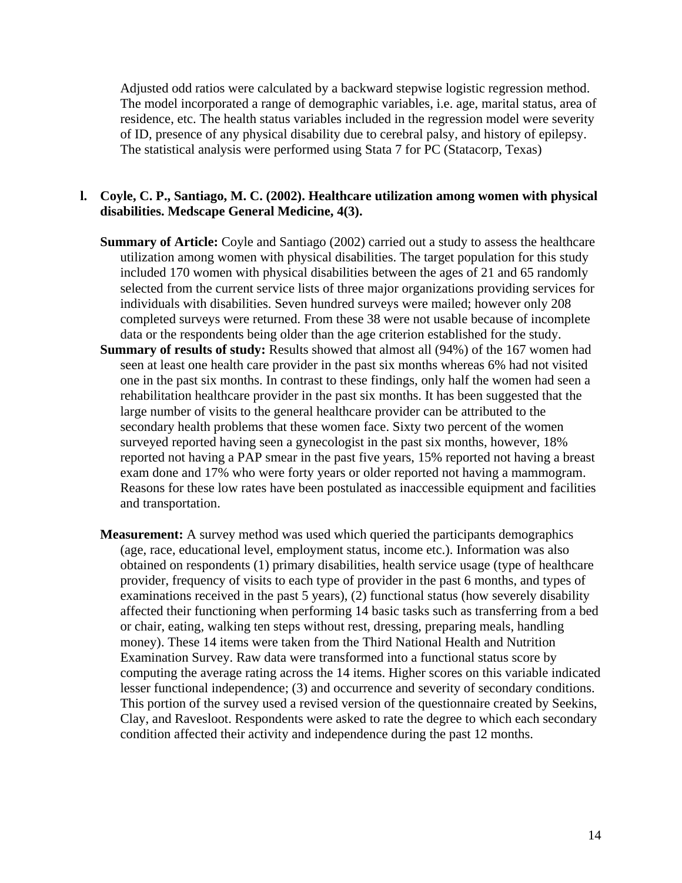Adjusted odd ratios were calculated by a backward stepwise logistic regression method. The model incorporated a range of demographic variables, i.e. age, marital status, area of residence, etc. The health status variables included in the regression model were severity of ID, presence of any physical disability due to cerebral palsy, and history of epilepsy. The statistical analysis were performed using Stata 7 for PC (Statacorp, Texas)

**l. Coyle, C. P., Santiago, M. C. (2002). Healthcare utilization among women with physical disabilities. Medscape General Medicine, 4(3).**

**Summary of Article:** Coyle and Santiago (2002) carried out a study to assess the healthcare utilization among women with physical disabilities. The target population for this study included 170 women with physical disabilities between the ages of 21 and 65 randomly selected from the current service lists of three major organizations providing services for individuals with disabilities. Seven hundred surveys were mailed; however only 208 completed surveys were returned. From these 38 were not usable because of incomplete data or the respondents being older than the age criterion established for the study.

**Summary of results of study:** Results showed that almost all (94%) of the 167 women had seen at least one health care provider in the past six months whereas 6% had not visited one in the past six months. In contrast to these findings, only half the women had seen a rehabilitation healthcare provider in the past six months. It has been suggested that the large number of visits to the general healthcare provider can be attributed to the secondary health problems that these women face. Sixty two percent of the women surveyed reported having seen a gynecologist in the past six months, however, 18% reported not having a PAP smear in the past five years, 15% reported not having a breast exam done and 17% who were forty years or older reported not having a mammogram. Reasons for these low rates have been postulated as inaccessible equipment and facilities and transportation.

**Measurement:** A survey method was used which queried the participants demographics (age, race, educational level, employment status, income etc.). Information was also obtained on respondents (1) primary disabilities, health service usage (type of healthcare provider, frequency of visits to each type of provider in the past 6 months, and types of examinations received in the past 5 years), (2) functional status (how severely disability affected their functioning when performing 14 basic tasks such as transferring from a bed or chair, eating, walking ten steps without rest, dressing, preparing meals, handling money). These 14 items were taken from the Third National Health and Nutrition Examination Survey. Raw data were transformed into a functional status score by computing the average rating across the 14 items. Higher scores on this variable indicated lesser functional independence; (3) and occurrence and severity of secondary conditions. This portion of the survey used a revised version of the questionnaire created by Seekins, Clay, and Ravesloot. Respondents were asked to rate the degree to which each secondary condition affected their activity and independence during the past 12 months.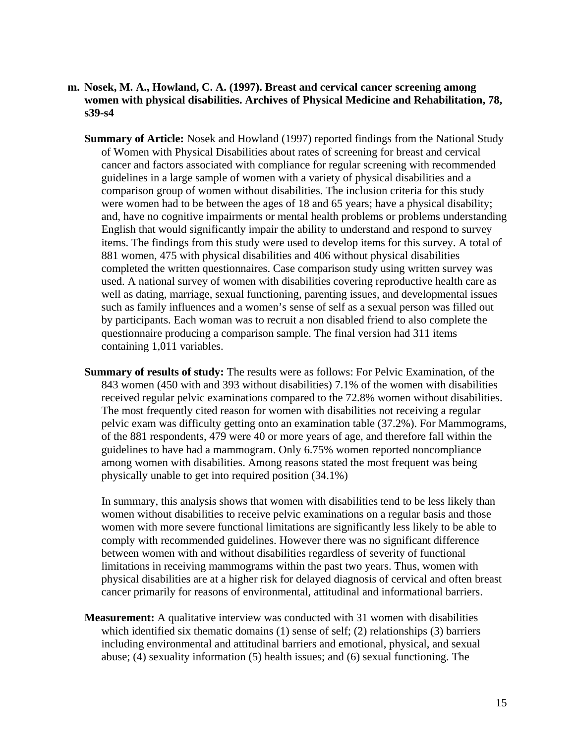**m. Nosek, M. A., Howland, C. A. (1997). Breast and cervical cancer screening among women with physical disabilities. Archives of Physical Medicine and Rehabilitation, 78, s39-s4**

**Summary of Article:** Nosek and Howland (1997) reported findings from the National Study of Women with Physical Disabilities about rates of screening for breast and cervical cancer and factors associated with compliance for regular screening with recommended guidelines in a large sample of women with a variety of physical disabilities and a comparison group of women without disabilities. The inclusion criteria for this study were women had to be between the ages of 18 and 65 years; have a physical disability; and, have no cognitive impairments or mental health problems or problems understanding English that would significantly impair the ability to understand and respond to survey items. The findings from this study were used to develop items for this survey. A total of 881 women, 475 with physical disabilities and 406 without physical disabilities completed the written questionnaires. Case comparison study using written survey was used. A national survey of women with disabilities covering reproductive health care as well as dating, marriage, sexual functioning, parenting issues, and developmental issues such as family influences and a women's sense of self as a sexual person was filled out by participants. Each woman was to recruit a non disabled friend to also complete the questionnaire producing a comparison sample. The final version had 311 items containing 1,011 variables.

**Summary of results of study:** The results were as follows: For Pelvic Examination, of the 843 women (450 with and 393 without disabilities) 7.1% of the women with disabilities received regular pelvic examinations compared to the 72.8% women without disabilities. The most frequently cited reason for women with disabilities not receiving a regular pelvic exam was difficulty getting onto an examination table (37.2%). For Mammograms, of the 881 respondents, 479 were 40 or more years of age, and therefore fall within the guidelines to have had a mammogram. Only 6.75% women reported noncompliance among women with disabilities. Among reasons stated the most frequent was being physically unable to get into required position (34.1%)

In summary, this analysis shows that women with disabilities tend to be less likely than women without disabilities to receive pelvic examinations on a regular basis and those women with more severe functional limitations are significantly less likely to be able to comply with recommended guidelines. However there was no significant difference between women with and without disabilities regardless of severity of functional limitations in receiving mammograms within the past two years. Thus, women with physical disabilities are at a higher risk for delayed diagnosis of cervical and often breast cancer primarily for reasons of environmental, attitudinal and informational barriers.

**Measurement:** A qualitative interview was conducted with 31 women with disabilities which identified six thematic domains (1) sense of self; (2) relationships (3) barriers including environmental and attitudinal barriers and emotional, physical, and sexual abuse; (4) sexuality information (5) health issues; and (6) sexual functioning. The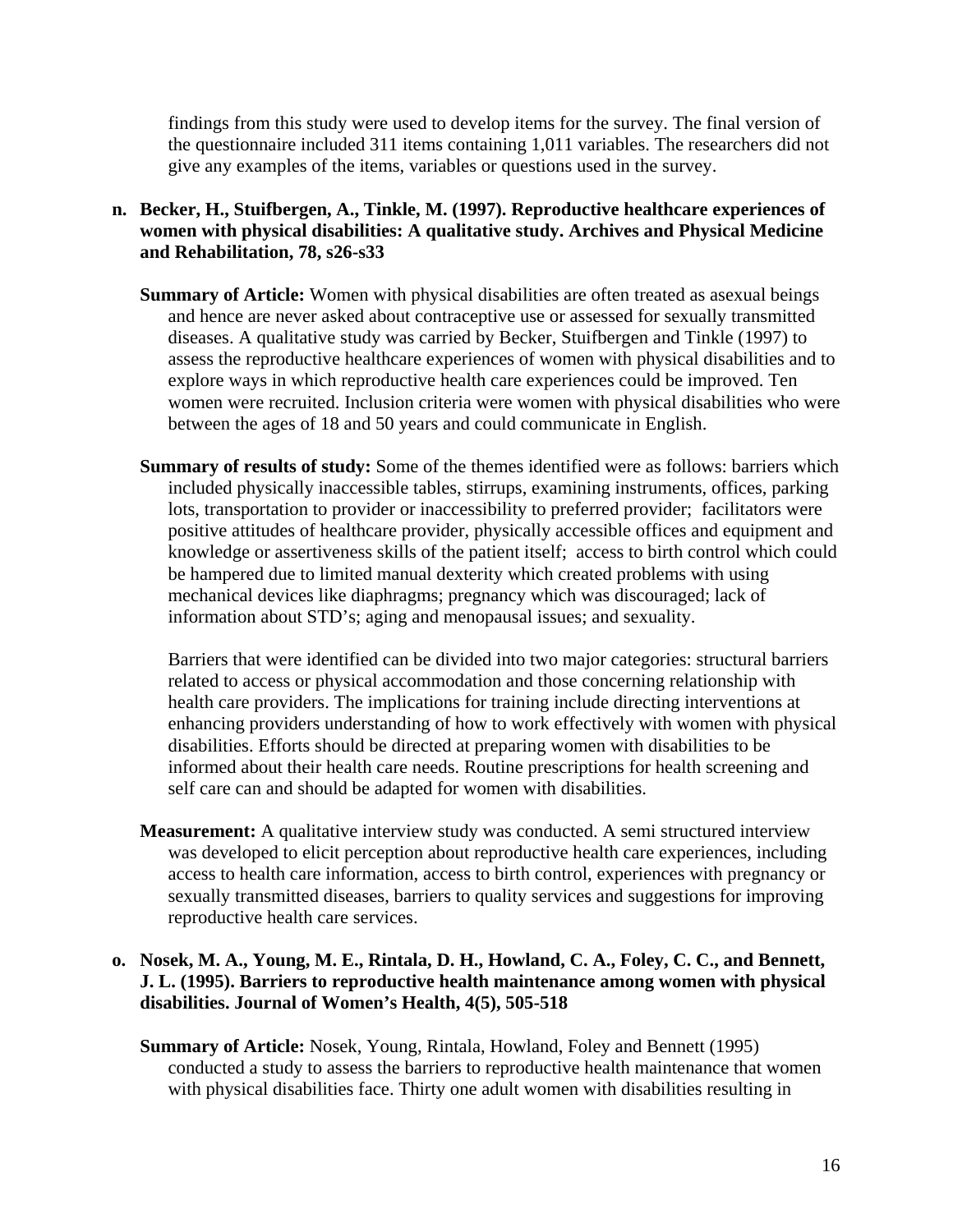findings from this study were used to develop items for the survey. The final version of the questionnaire included 311 items containing 1,011 variables. The researchers did not give any examples of the items, variables or questions used in the survey.

**n. Becker, H., Stuifbergen, A., Tinkle, M. (1997). Reproductive healthcare experiences of women with physical disabilities: A qualitative study. Archives and Physical Medicine and Rehabilitation, 78, s26-s33**

**Summary of Article:** Women with physical disabilities are often treated as asexual beings and hence are never asked about contraceptive use or assessed for sexually transmitted diseases. A qualitative study was carried by Becker, Stuifbergen and Tinkle (1997) to assess the reproductive healthcare experiences of women with physical disabilities and to explore ways in which reproductive health care experiences could be improved. Ten women were recruited. Inclusion criteria were women with physical disabilities who were between the ages of 18 and 50 years and could communicate in English.

**Summary of results of study:** Some of the themes identified were as follows: barriers which included physically inaccessible tables, stirrups, examining instruments, offices, parking lots, transportation to provider or inaccessibility to preferred provider; facilitators were positive attitudes of healthcare provider, physically accessible offices and equipment and knowledge or assertiveness skills of the patient itself; access to birth control which could be hampered due to limited manual dexterity which created problems with using mechanical devices like diaphragms; pregnancy which was discouraged; lack of information about STD's; aging and menopausal issues; and sexuality.

Barriers that were identified can be divided into two major categories: structural barriers related to access or physical accommodation and those concerning relationship with health care providers. The implications for training include directing interventions at enhancing providers understanding of how to work effectively with women with physical disabilities. Efforts should be directed at preparing women with disabilities to be informed about their health care needs. Routine prescriptions for health screening and self care can and should be adapted for women with disabilities.

**Measurement:** A qualitative interview study was conducted. A semi structured interview was developed to elicit perception about reproductive health care experiences, including access to health care information, access to birth control, experiences with pregnancy or sexually transmitted diseases, barriers to quality services and suggestions for improving reproductive health care services.

**o. Nosek, M. A., Young, M. E., Rintala, D. H., Howland, C. A., Foley, C. C., and Bennett, J. L. (1995). Barriers to reproductive health maintenance among women with physical disabilities. Journal of Women's Health, 4(5), 505-518**

**Summary of Article:** Nosek, Young, Rintala, Howland, Foley and Bennett (1995) conducted a study to assess the barriers to reproductive health maintenance that women with physical disabilities face. Thirty one adult women with disabilities resulting in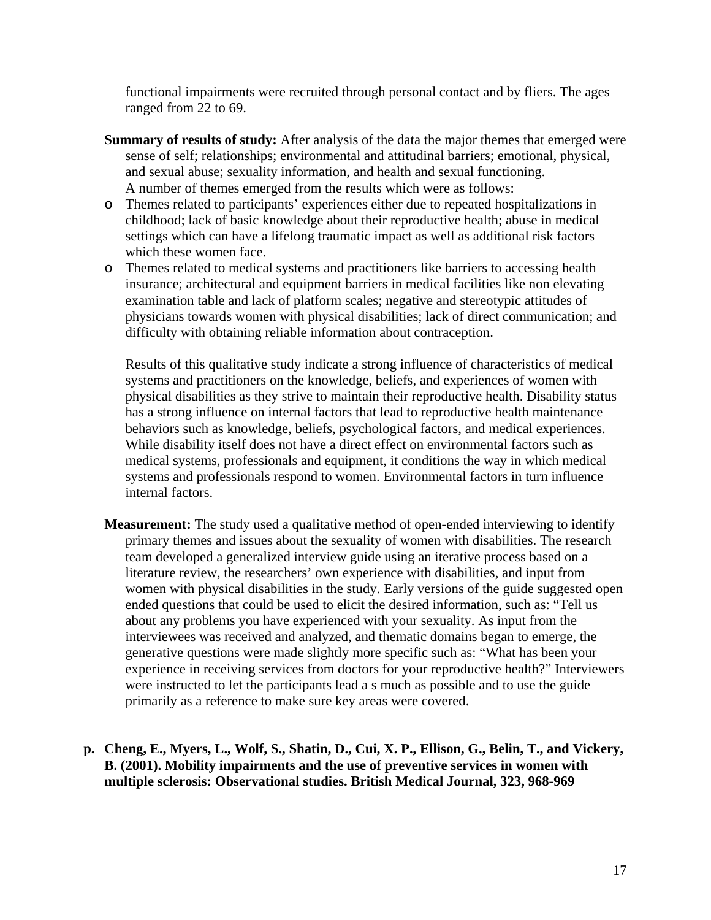functional impairments were recruited through personal contact and by fliers. The ages ranged from 22 to 69.

**Summary of results of study:** After analysis of the data the major themes that emerged were sense of self; relationships; environmental and attitudinal barriers; emotional, physical, and sexual abuse; sexuality information, and health and sexual functioning. A number of themes emerged from the results which were as follows:

- Themes related to participants' experiences either due to repeated hospitalizations in childhood; lack of basic knowledge about their reproductive health; abuse in medical settings which can have a lifelong traumatic impact as well as additional risk factors which these women face.
- Themes related to medical systems and practitioners like barriers to accessing health insurance; architectural and equipment barriers in medical facilities like non elevating examination table and lack of platform scales; negative and stereotypic attitudes of physicians towards women with physical disabilities; lack of direct communication; and difficulty with obtaining reliable information about contraception.

Results of this qualitative study indicate a strong influence of characteristics of medical systems and practitioners on the knowledge, beliefs, and experiences of women with physical disabilities as they strive to maintain their reproductive health. Disability status has a strong influence on internal factors that lead to reproductive health maintenance behaviors such as knowledge, beliefs, psychological factors, and medical experiences. While disability itself does not have a direct effect on environmental factors such as medical systems, professionals and equipment, it conditions the way in which medical systems and professionals respond to women. Environmental factors in turn influence internal factors.

**Measurement:** The study used a qualitative method of open-ended interviewing to identify primary themes and issues about the sexuality of women with disabilities. The research team developed a generalized interview guide using an iterative process based on a literature review, the researchers' own experience with disabilities, and input from women with physical disabilities in the study. Early versions of the guide suggested open ended questions that could be used to elicit the desired information, such as: "Tell us about any problems you have experienced with your sexuality. As input from the interviewees was received and analyzed, and thematic domains began to emerge, the generative questions were made slightly more specific such as: "What has been your experience in receiving services from doctors for your reproductive health?" Interviewers were instructed to let the participants lead a s much as possible and to use the guide primarily as a reference to make sure key areas were covered.

**p. Cheng, E., Myers, L., Wolf, S., Shatin, D., Cui, X. P., Ellison, G., Belin, T., and Vickery, B. (2001). Mobility impairments and the use of preventive services in women with multiple sclerosis: Observational studies. British Medical Journal, 323, 968-969**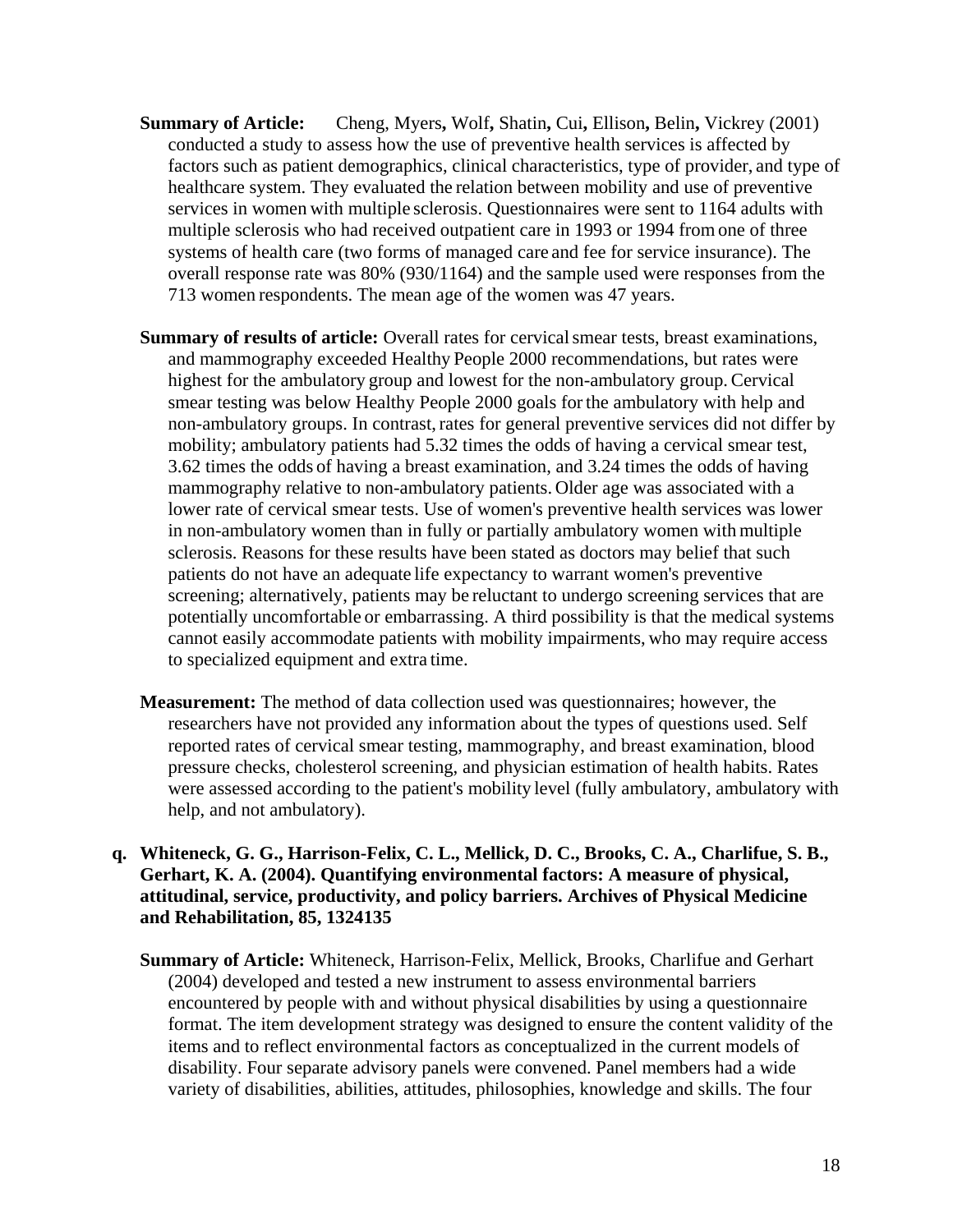**Summary of Article:** Cheng, Myers, Wolf, Shatin, Cui, Ellison, Belin, Vickrey (2001) conducted a study to assess how the use of preventive health services is affected by factors such as patient demographics, clinical characteristics, type of provider, and type of healthcare system. They evaluated the relation between mobility and use of preventive services in women with multiple sclerosis. Questionnaires were sent to 1164 adults with multiple sclerosis who had received outpatient care in 1993 or 1994 from one of three systems of health care (two forms of managed care and fee for service insurance). The overall response rate was 80% (930/1164) and the sample used were responses from the 713 women respondents. The mean age of the women was 47 years.

**Summary of results of article:** Overall rates for cervical smear tests, breast examinations, and mammography exceeded Healthy People 2000 recommendations, but rates were highest for the ambulatory group and lowest for the non-ambulatory group. Cervical smear testing was below Healthy People 2000 goals for the ambulatory with help and non-ambulatory groups. In contrast, rates for general preventive services did not differ by mobility; ambulatory patients had 5.32 times the odds of having a cervical smear test, 3.62 times the odds of having a breast examination, and 3.24 times the odds of having mammography relative to non-ambulatory patients. Older age was associated with a lower rate of cervical smear tests. Use of women's preventive health services was lower in non-ambulatory women than in fully or partially ambulatory women with multiple sclerosis. Reasons for these results have been stated as doctors may belief that such patients do not have an adequate life expectancy to warrant women's preventive screening; alternatively, patients may be reluctant to undergo screening services that are potentially uncomfortable or embarrassing. A third possibility is that the medical systems cannot easily accommodate patients with mobility impairments, who may require access to specialized equipment and extra time.

**Measurement:** The method of data collection used was questionnaires; however, the researchers have not provided any information about the types of questions used. Self reported rates of cervical smear testing, mammography, and breast examination, blood pressure checks, cholesterol screening, and physician estimation of health habits. Rates were assessed according to the patient's mobility level (fully ambulatory, ambulatory with help, and not ambulatory).

**q. Whiteneck, G. G., Harrison-Felix, C. L., Mellick, D. C., Brooks, C. A., Charlifue, S. B., Gerhart, K. A. (2004). Quantifying environmental factors: A measure of physical, attitudinal, service, productivity, and policy barriers. Archives of Physical Medicine and Rehabilitation, 85, 1324135**

**Summary of Article:** Whiteneck, Harrison-Felix, Mellick, Brooks, Charlifue and Gerhart (2004) developed and tested a new instrument to assess environmental barriers encountered by people with and without physical disabilities by using a questionnaire format. The item development strategy was designed to ensure the content validity of the items and to reflect environmental factors as conceptualized in the current models of disability. Four separate advisory panels were convened. Panel members had a wide variety of disabilities, abilities, attitudes, philosophies, knowledge and skills. The four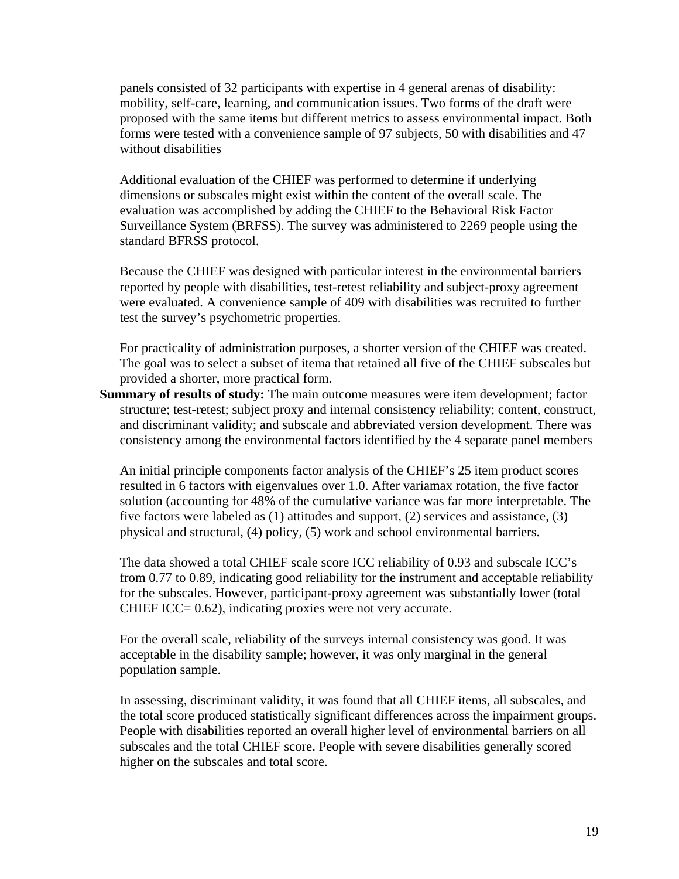panels consisted of 32 participants with expertise in 4 general arenas of disability: mobility, self-care, learning, and communication issues. Two forms of the draft were proposed with the same items but different metrics to assess environmental impact. Both forms were tested with a convenience sample of 97 subjects, 50 with disabilities and 47 without disabilities

Additional evaluation of the CHIEF was performed to determine if underlying dimensions or subscales might exist within the content of the overall scale. The evaluation was accomplished by adding the CHIEF to the Behavioral Risk Factor Surveillance System (BRFSS). The survey was administered to 2269 people using the standard BFRSS protocol.

Because the CHIEF was designed with particular interest in the environmental barriers reported by people with disabilities, test-retest reliability and subject-proxy agreement were evaluated. A convenience sample of 409 with disabilities was recruited to further test the survey's psychometric properties.

For practicality of administration purposes, a shorter version of the CHIEF was created. The goal was to select a subset of itema that retained all five of the CHIEF subscales but provided a shorter, more practical form.

**Summary of results of study:** The main outcome measures were item development; factor structure; test-retest; subject proxy and internal consistency reliability; content, construct, and discriminant validity; and subscale and abbreviated version development. There was consistency among the environmental factors identified by the 4 separate panel members

An initial principle components factor analysis of the CHIEF's 25 item product scores resulted in 6 factors with eigenvalues over 1.0. After variamax rotation, the five factor solution (accounting for 48% of the cumulative variance was far more interpretable. The five factors were labeled as (1) attitudes and support, (2) services and assistance, (3) physical and structural, (4) policy, (5) work and school environmental barriers.

The data showed a total CHIEF scale score ICC reliability of 0.93 and subscale ICC's from 0.77 to 0.89, indicating good reliability for the instrument and acceptable reliability for the subscales. However, participant-proxy agreement was substantially lower (total CHIEF ICC= 0.62), indicating proxies were not very accurate.

For the overall scale, reliability of the surveys internal consistency was good. It was acceptable in the disability sample; however, it was only marginal in the general population sample.

In assessing, discriminant validity, it was found that all CHIEF items, all subscales, and the total score produced statistically significant differences across the impairment groups. People with disabilities reported an overall higher level of environmental barriers on all subscales and the total CHIEF score. People with severe disabilities generally scored higher on the subscales and total score.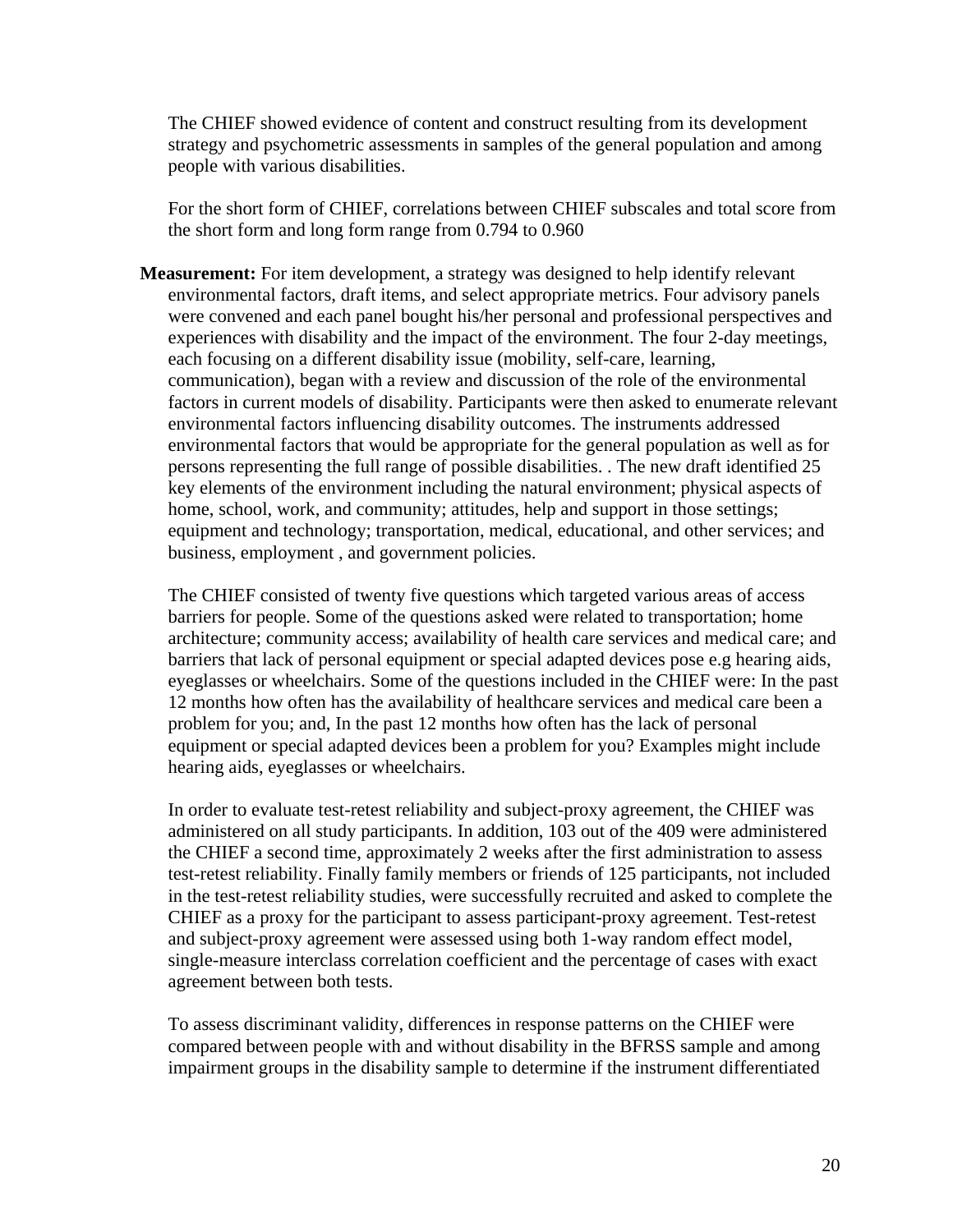The CHIEF showed evidence of content and construct resulting from its development strategy and psychometric assessments in samples of the general population and among people with various disabilities.

For the short form of CHIEF, correlations between CHIEF subscales and total score from the short form and long form range from 0.794 to 0.960

**Measurement:** For item development, a strategy was designed to help identify relevant environmental factors, draft items, and select appropriate metrics. Four advisory panels were convened and each panel bought his/her personal and professional perspectives and experiences with disability and the impact of the environment. The four 2-day meetings, each focusing on a different disability issue (mobility, self-care, learning, communication), began with a review and discussion of the role of the environmental factors in current models of disability. Participants were then asked to enumerate relevant environmental factors influencing disability outcomes. The instruments addressed environmental factors that would be appropriate for the general population as well as for persons representing the full range of possible disabilities. . The new draft identified 25 key elements of the environment including the natural environment; physical aspects of home, school, work, and community; attitudes, help and support in those settings; equipment and technology; transportation, medical, educational, and other services; and business, employment , and government policies.

The CHIEF consisted of twenty five questions which targeted various areas of access barriers for people. Some of the questions asked were related to transportation; home architecture; community access; availability of health care services and medical care; and barriers that lack of personal equipment or special adapted devices pose e.g hearing aids, eyeglasses or wheelchairs. Some of the questions included in the CHIEF were: In the past 12 months how often has the availability of healthcare services and medical care been a problem for you; and, In the past 12 months how often has the lack of personal equipment or special adapted devices been a problem for you? Examples might include hearing aids, eyeglasses or wheelchairs.

In order to evaluate test-retest reliability and subject-proxy agreement, the CHIEF was administered on all study participants. In addition, 103 out of the 409 were administered the CHIEF a second time, approximately 2 weeks after the first administration to assess test-retest reliability. Finally family members or friends of 125 participants, not included in the test-retest reliability studies, were successfully recruited and asked to complete the CHIEF as a proxy for the participant to assess participant-proxy agreement. Test-retest and subject-proxy agreement were assessed using both 1-way random effect model, single-measure interclass correlation coefficient and the percentage of cases with exact agreement between both tests.

To assess discriminant validity, differences in response patterns on the CHIEF were compared between people with and without disability in the BFRSS sample and among impairment groups in the disability sample to determine if the instrument differentiated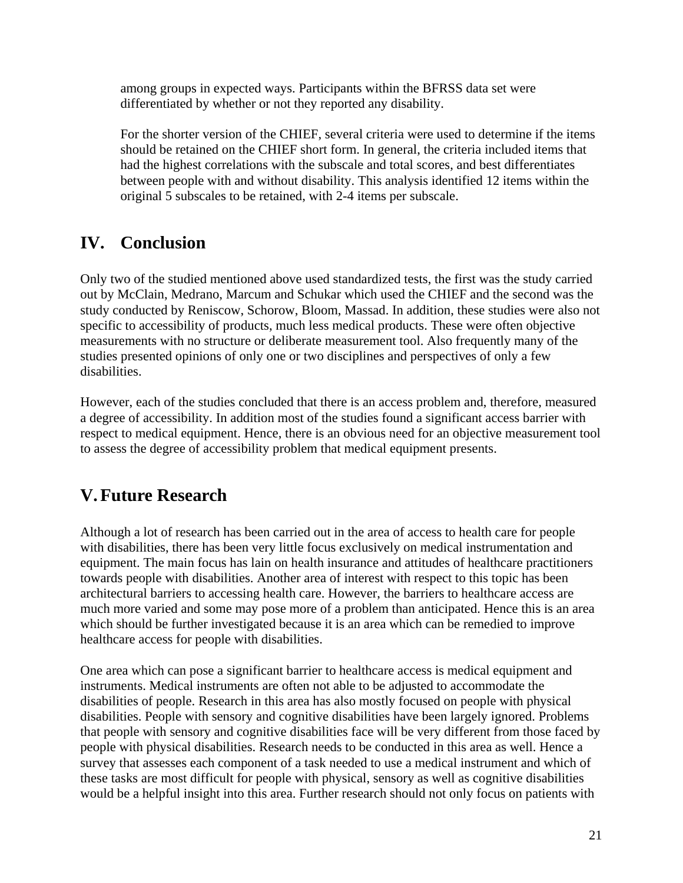among groups in expected ways. Participants within the BFRSS data set were differentiated by whether or not they reported any disability.

For the shorter version of the CHIEF, several criteria were used to determine if the items should be retained on the CHIEF short form. In general, the criteria included items that had the highest correlations with the subscale and total scores, and best differentiates between people with and without disability. This analysis identified 12 items within the original 5 subscales to be retained, with 2-4 items per subscale.

## IV. Conclusion

Only two of the studied mentioned above used standardized tests, the first was the study carried out by McClain, Medrano, Marcum and Schukar which used the CHIEF and the second was the study conducted by Reniscow, Schorow, Bloom, Massad. In addition, these studies were also not specific to accessibility of products, much less medical products. These were often objective measurements with no structure or deliberate measurement tool. Also frequently many of the studies presented opinions of only one or two disciplines and perspectives of only a few disabilities.

However, each of the studies concluded that there is an access problem and, therefore, measured a degree of accessibility. In addition most of the studies found a significant access barrier with respect to medical equipment. Hence, there is an obvious need for an objective measurement tool to assess the degree of accessibility problem that medical equipment presents.

## V. Future Research

Although a lot of research has been carried out in the area of access to health care for people with disabilities, there has been very little focus exclusively on medical instrumentation and equipment. The main focus has lain on health insurance and attitudes of healthcare practitioners towards people with disabilities. Another area of interest with respect to this topic has been architectural barriers to accessing health care. However, the barriers to healthcare access are much more varied and some may pose more of a problem than anticipated. Hence this is an area which should be further investigated because it is an area which can be remedied to improve healthcare access for people with disabilities.

One area which can pose a significant barrier to healthcare access is medical equipment and instruments. Medical instruments are often not able to be adjusted to accommodate the disabilities of people. Research in this area has also mostly focused on people with physical disabilities. People with sensory and cognitive disabilities have been largely ignored. Problems that people with sensory and cognitive disabilities face will be very different from those faced by people with physical disabilities. Research needs to be conducted in this area as well. Hence a survey that assesses each component of a task needed to use a medical instrument and which of these tasks are most difficult for people with physical, sensory as well as cognitive disabilities would be a helpful insight into this area. Further research should not only focus on patients with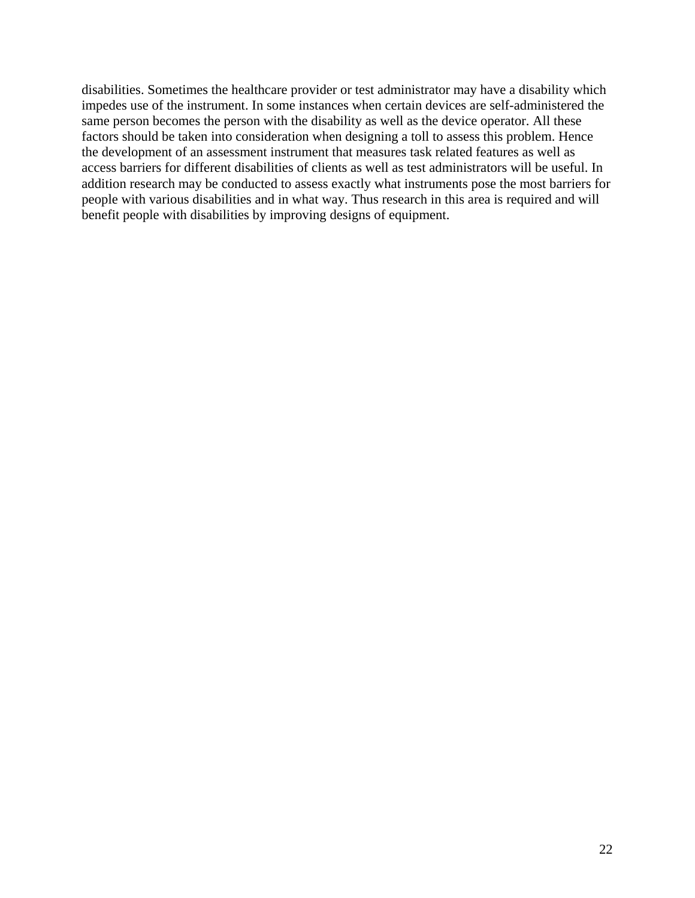disabilities. Sometimes the healthcare provider or test administrator may have a disability which impedes use of the instrument. In some instances when certain devices are self-administered the same person becomes the person with the disability as well as the device operator. All these factors should be taken into consideration when designing a toll to assess this problem. Hence the development of an assessment instrument that measures task related features as well as access barriers for different disabilities of clients as well as test administrators will be useful. In addition research may be conducted to assess exactly what instruments pose the most barriers for people with various disabilities and in what way. Thus research in this area is required and will benefit people with disabilities by improving designs of equipment.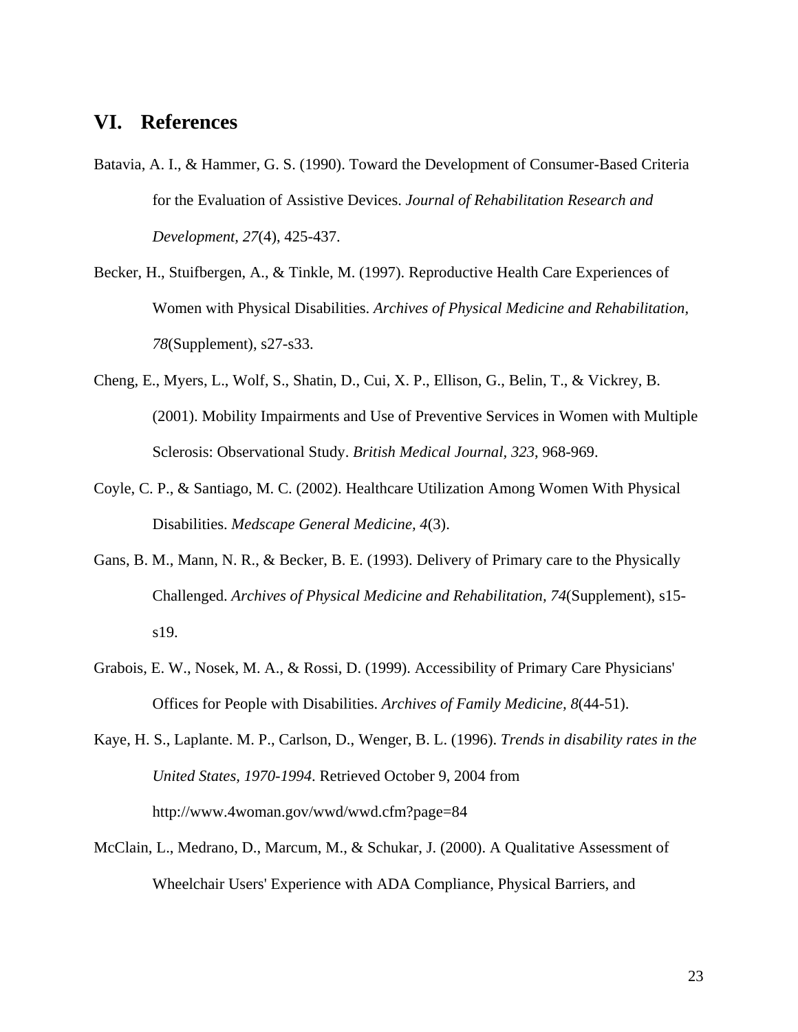## VI. References

Batavia, A. I., & Hammer, G. S. (1990). Toward the Development of Consumer-Based Criteria for the Evaluation of Assistive Devices. *Journal of Rehabilitation Research and Development, 27*(4), 425-437.

Becker, H., Stuifbergen, A., & Tinkle, M. (1997). Reproductive Health Care Experiences of Women with Physical Disabilities. *Archives of Physical Medicine and Rehabilitation, 78*(Supplement), s27-s33.

Cheng, E., Myers, L., Wolf, S., Shatin, D., Cui, X. P., Ellison, G., Belin, T., & Vickrey, B. (2001). Mobility Impairments and Use of Preventive Services in Women with Multiple Sclerosis: Observational Study. *British Medical Journal, 323*, 968-969.

Coyle, C. P., & Santiago, M. C. (2002). Healthcare Utilization Among Women With Physical Disabilities. *Medscape General Medicine, 4*(3).

Gans, B. M., Mann, N. R., & Becker, B. E. (1993). Delivery of Primary care to the Physically Challenged. *Archives of Physical Medicine and Rehabilitation, 74*(Supplement), s15-s19.

Grabois, E. W., Nosek, M. A., & Rossi, D. (1999). Accessibility of Primary Care Physicians' Offices for People with Disabilities. *Archives of Family Medicine, 8*(44-51).

Kaye, H. S., Laplante. M. P., Carlson, D., Wenger, B. L. (1996). *Trends in disability rates in the United States, 1970-1994*. Retrieved October 9, 2004 from http://www.4woman.gov/wwd/wwd.cfm?page=84

McClain, L., Medrano, D., Marcum, M., & Schukar, J. (2000). A Qualitative Assessment of Wheelchair Users' Experience with ADA Compliance, Physical Barriers, and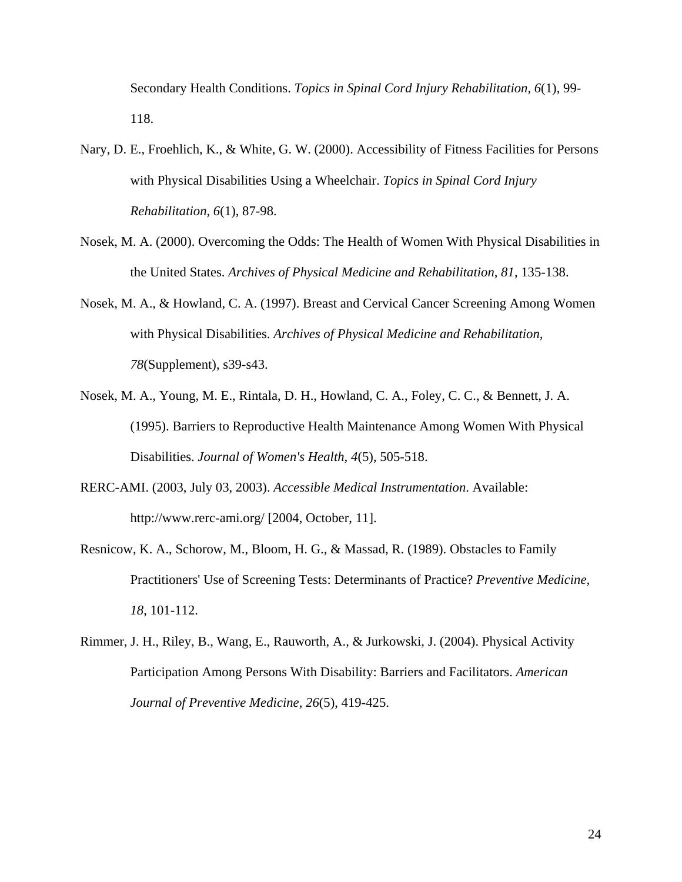Secondary Health Conditions. *Topics in Spinal Cord Injury Rehabilitation, 6*(1), 99-118.

Nary, D. E., Froehlich, K., & White, G. W. (2000). Accessibility of Fitness Facilities for Persons with Physical Disabilities Using a Wheelchair. *Topics in Spinal Cord Injury Rehabilitation, 6*(1), 87-98.

Nosek, M. A. (2000). Overcoming the Odds: The Health of Women With Physical Disabilities in the United States. *Archives of Physical Medicine and Rehabilitation, 81*, 135-138.

Nosek, M. A., & Howland, C. A. (1997). Breast and Cervical Cancer Screening Among Women with Physical Disabilities. *Archives of Physical Medicine and Rehabilitation, 78*(Supplement), s39-s43.

Nosek, M. A., Young, M. E., Rintala, D. H., Howland, C. A., Foley, C. C., & Bennett, J. A. (1995). Barriers to Reproductive Health Maintenance Among Women With Physical Disabilities. *Journal of Women's Health, 4*(5), 505-518.

RERC-AMI. (2003, July 03, 2003). *Accessible Medical Instrumentation*. Available: http://www.rerc-ami.org/ [2004, October, 11].

Resnicow, K. A., Schorow, M., Bloom, H. G., & Massad, R. (1989). Obstacles to Family Practitioners' Use of Screening Tests: Determinants of Practice? *Preventive Medicine, 18*, 101-112.

Rimmer, J. H., Riley, B., Wang, E., Rauworth, A., & Jurkowski, J. (2004). Physical Activity Participation Among Persons With Disability: Barriers and Facilitators. *American Journal of Preventive Medicine, 26*(5), 419-425.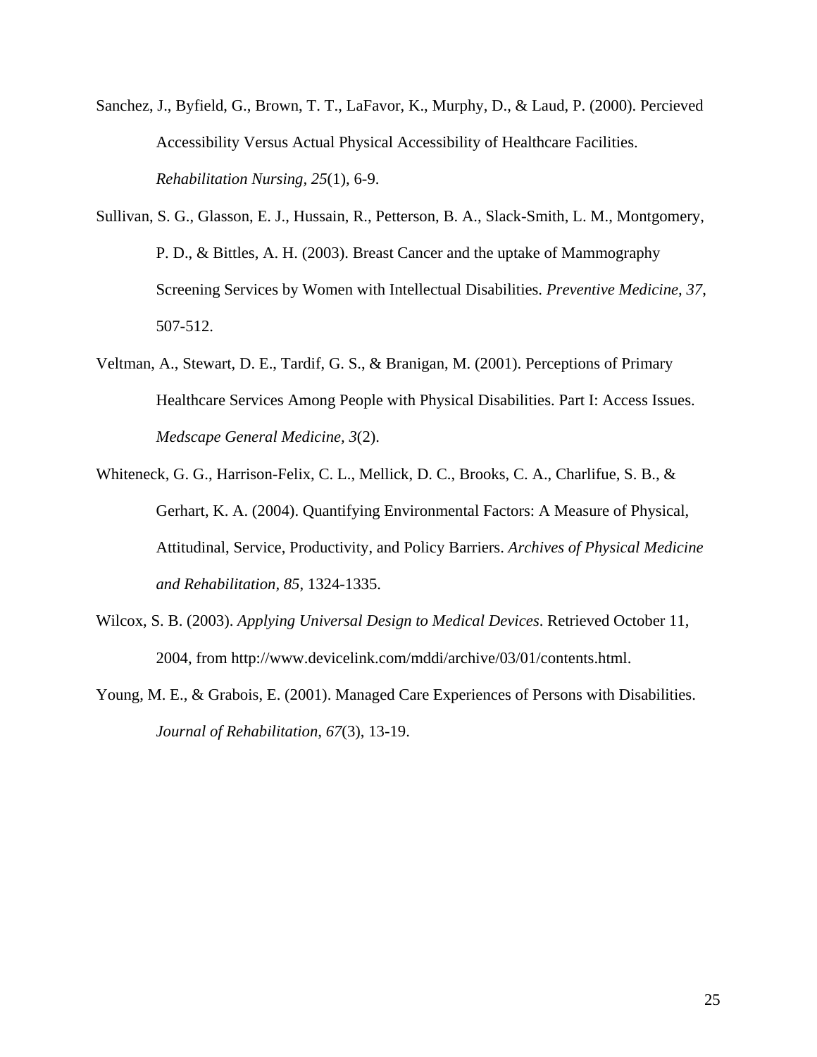Sanchez, J., Byfield, G., Brown, T. T., LaFavor, K., Murphy, D., & Laud, P. (2000). Percieved Accessibility Versus Actual Physical Accessibility of Healthcare Facilities. *Rehabilitation Nursing, 25*(1), 6-9.

Sullivan, S. G., Glasson, E. J., Hussain, R., Petterson, B. A., Slack-Smith, L. M., Montgomery, P. D., & Bittles, A. H. (2003). Breast Cancer and the uptake of Mammography Screening Services by Women with Intellectual Disabilities. *Preventive Medicine, 37*, 507-512.

Veltman, A., Stewart, D. E., Tardif, G. S., & Branigan, M. (2001). Perceptions of Primary Healthcare Services Among People with Physical Disabilities. Part I: Access Issues. *Medscape General Medicine, 3*(2).

Whiteneck, G. G., Harrison-Felix, C. L., Mellick, D. C., Brooks, C. A., Charlifue, S. B., & Gerhart, K. A. (2004). Quantifying Environmental Factors: A Measure of Physical, Attitudinal, Service, Productivity, and Policy Barriers. *Archives of Physical Medicine and Rehabilitation, 85*, 1324-1335.

Wilcox, S. B. (2003). *Applying Universal Design to Medical Devices*. Retrieved October 11, 2004, from http://www.devicelink.com/mddi/archive/03/01/contents.html.

Young, M. E., & Grabois, E. (2001). Managed Care Experiences of Persons with Disabilities. *Journal of Rehabilitation, 67*(3), 13-19.